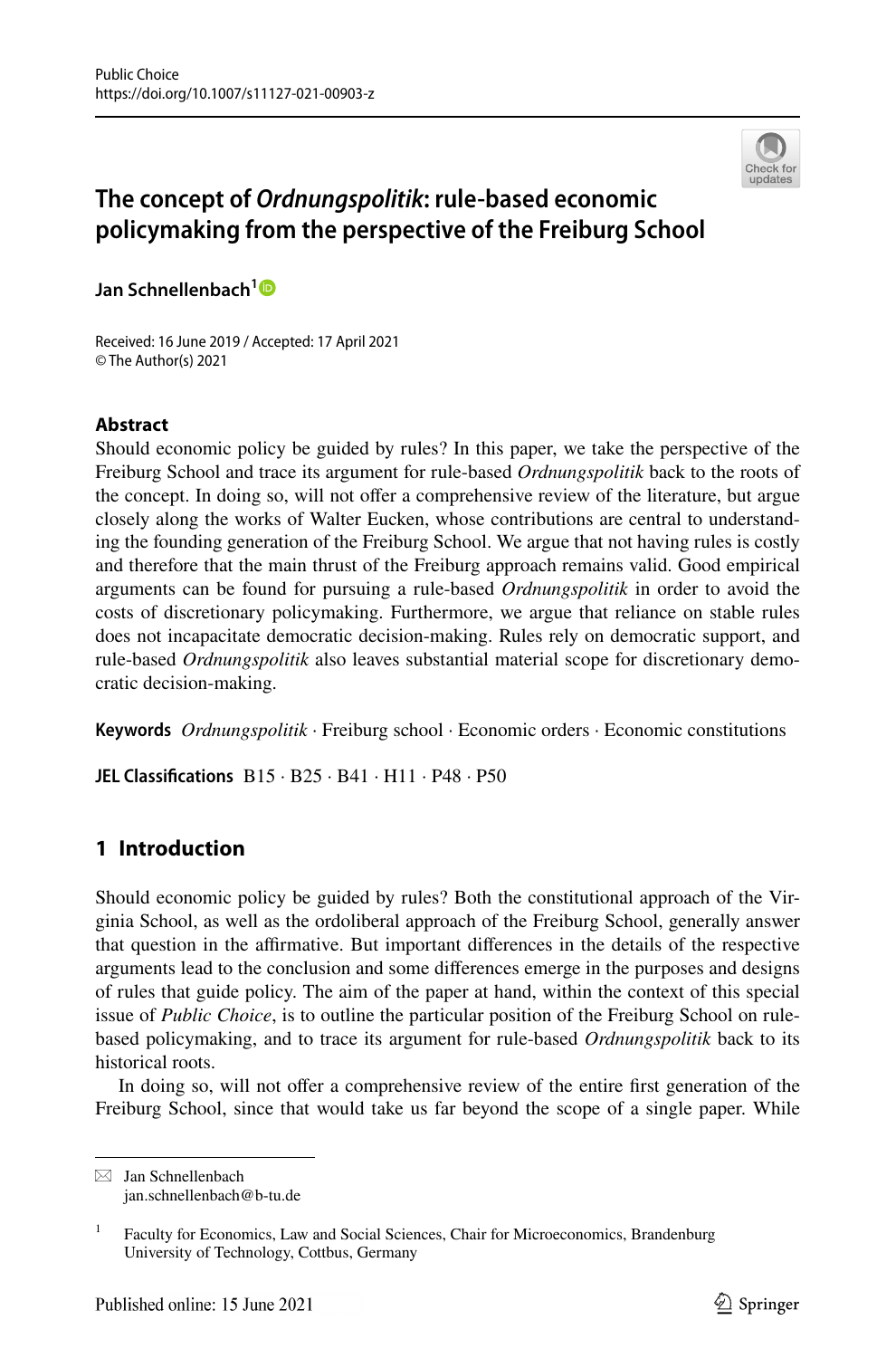# The concept of *Ordnungspolitik*: rule-based economic policymaking from the perspective of the Freiburg School

**Jan Schnellenbach**[1]

Received: 16 June 2019 / Accepted: 17 April 2021
© The Author(s) 2021

## Abstract

Should economic policy be guided by rules? In this paper, we take the perspective of the Freiburg School and trace its argument for rule-based *Ordnungspolitik* back to the roots of the concept. In doing so, will not offer a comprehensive review of the literature, but argue closely along the works of Walter Eucken, whose contributions are central to understanding the founding generation of the Freiburg School. We argue that not having rules is costly and therefore that the main thrust of the Freiburg approach remains valid. Good empirical arguments can be found for pursuing a rule-based *Ordnungspolitik* in order to avoid the costs of discretionary policymaking. Furthermore, we argue that reliance on stable rules does not incapacitate democratic decision-making. Rules rely on democratic support, and rule-based *Ordnungspolitik* also leaves substantial material scope for discretionary democratic decision-making.

**Keywords** *Ordnungspolitik* · Freiburg school · Economic orders · Economic constitutions

**JEL Classifications** B15 · B25 · B41 · H11 · P48 · P50

## 1 Introduction

Should economic policy be guided by rules? Both the constitutional approach of the Virginia School, as well as the ordoliberal approach of the Freiburg School, generally answer that question in the affirmative. But important differences in the details of the respective arguments lead to the conclusion and some differences emerge in the purposes and designs of rules that guide policy. The aim of the paper at hand, within the context of this special issue of *Public Choice*, is to outline the particular position of the Freiburg School on rule-based policymaking, and to trace its argument for rule-based *Ordnungspolitik* back to its historical roots.

In doing so, will not offer a comprehensive review of the entire first generation of the Freiburg School, since that would take us far beyond the scope of a single paper. While

---

Jan Schnellenbach
jan.schnellenbach@b-tu.de

[1] Faculty for Economics, Law and Social Sciences, Chair for Microeconomics, Brandenburg University of Technology, Cottbus, Germany

Published online: 15 June 2021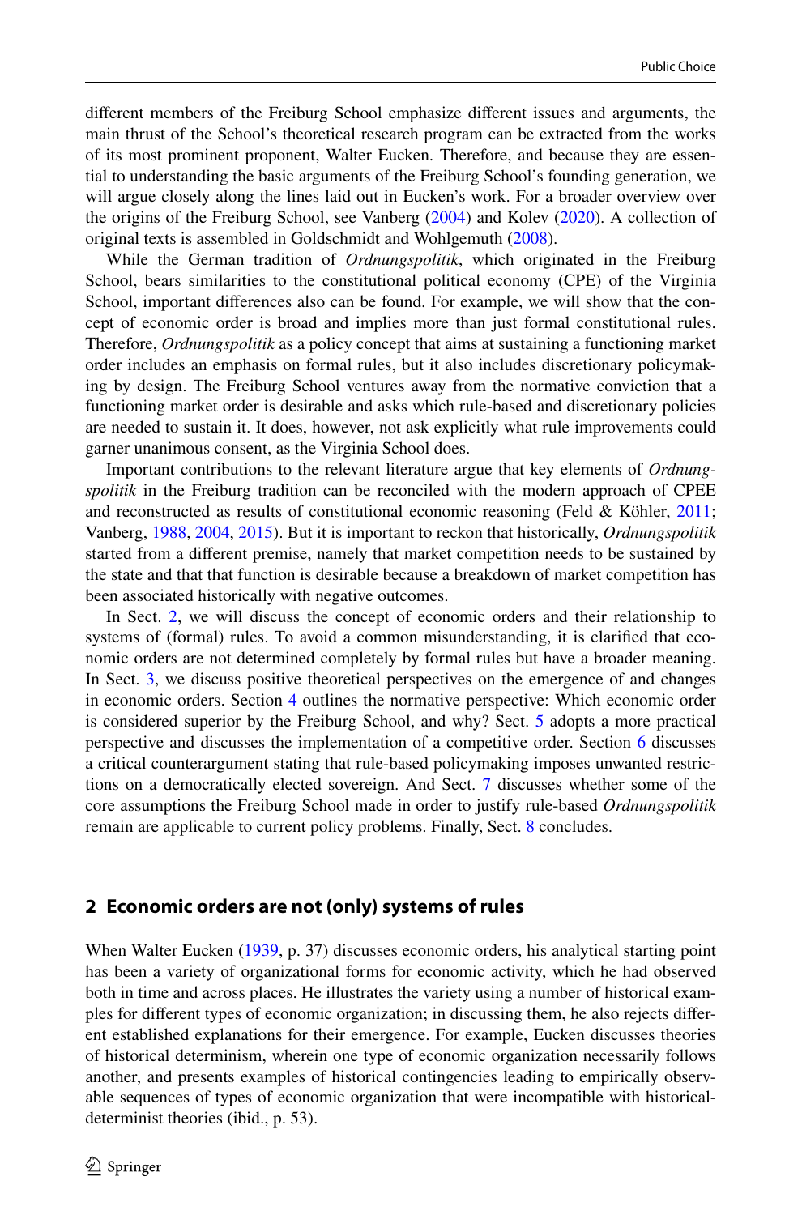different members of the Freiburg School emphasize different issues and arguments, the main thrust of the School's theoretical research program can be extracted from the works of its most prominent proponent, Walter Eucken. Therefore, and because they are essential to understanding the basic arguments of the Freiburg School's founding generation, we will argue closely along the lines laid out in Eucken's work. For a broader overview over the origins of the Freiburg School, see Vanberg (2004) and Kolev (2020). A collection of original texts is assembled in Goldschmidt and Wohlgemuth (2008).

While the German tradition of *Ordnungspolitik*, which originated in the Freiburg School, bears similarities to the constitutional political economy (CPE) of the Virginia School, important differences also can be found. For example, we will show that the concept of economic order is broad and implies more than just formal constitutional rules. Therefore, *Ordnungspolitik* as a policy concept that aims at sustaining a functioning market order includes an emphasis on formal rules, but it also includes discretionary policymaking by design. The Freiburg School ventures away from the normative conviction that a functioning market order is desirable and asks which rule-based and discretionary policies are needed to sustain it. It does, however, not ask explicitly what rule improvements could garner unanimous consent, as the Virginia School does.

Important contributions to the relevant literature argue that key elements of *Ordnungspolitik* in the Freiburg tradition can be reconciled with the modern approach of CPEE and reconstructed as results of constitutional economic reasoning (Feld & Köhler, 2011; Vanberg, 1988, 2004, 2015). But it is important to reckon that historically, *Ordnungspolitik* started from a different premise, namely that market competition needs to be sustained by the state and that that function is desirable because a breakdown of market competition has been associated historically with negative outcomes.

In Sect. 2, we will discuss the concept of economic orders and their relationship to systems of (formal) rules. To avoid a common misunderstanding, it is clarified that economic orders are not determined completely by formal rules but have a broader meaning. In Sect. 3, we discuss positive theoretical perspectives on the emergence of and changes in economic orders. Section 4 outlines the normative perspective: Which economic order is considered superior by the Freiburg School, and why? Sect. 5 adopts a more practical perspective and discusses the implementation of a competitive order. Section 6 discusses a critical counterargument stating that rule-based policymaking imposes unwanted restrictions on a democratically elected sovereign. And Sect. 7 discusses whether some of the core assumptions the Freiburg School made in order to justify rule-based *Ordnungspolitik* remain are applicable to current policy problems. Finally, Sect. 8 concludes.

## 2 Economic orders are not (only) systems of rules

When Walter Eucken (1939, p. 37) discusses economic orders, his analytical starting point has been a variety of organizational forms for economic activity, which he had observed both in time and across places. He illustrates the variety using a number of historical examples for different types of economic organization; in discussing them, he also rejects different established explanations for their emergence. For example, Eucken discusses theories of historical determinism, wherein one type of economic organization necessarily follows another, and presents examples of historical contingencies leading to empirically observable sequences of types of economic organization that were incompatible with historical-determinist theories (ibid., p. 53).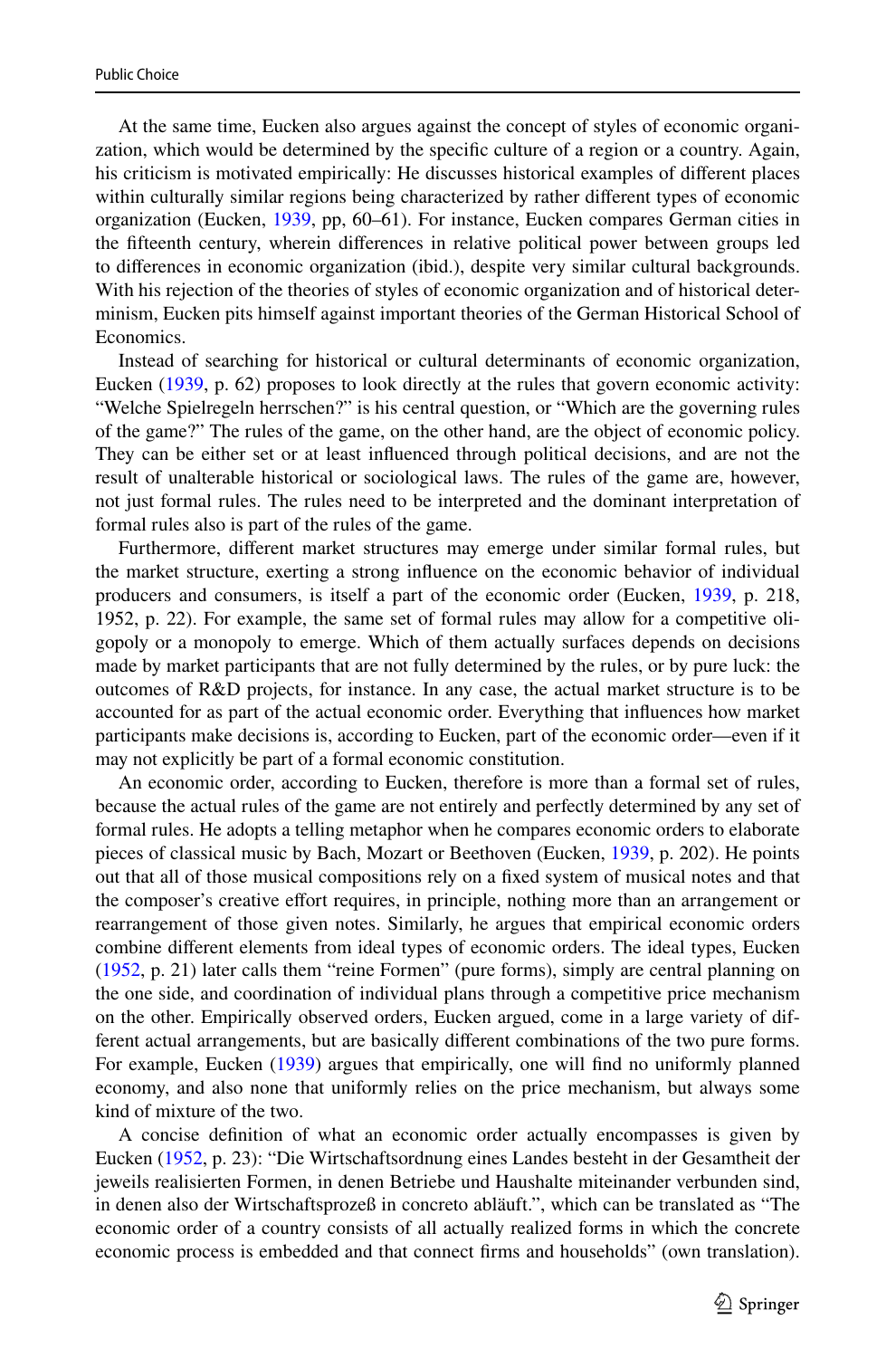At the same time, Eucken also argues against the concept of styles of economic organization, which would be determined by the specific culture of a region or a country. Again, his criticism is motivated empirically: He discusses historical examples of different places within culturally similar regions being characterized by rather different types of economic organization (Eucken, 1939, pp, 60–61). For instance, Eucken compares German cities in the fifteenth century, wherein differences in relative political power between groups led to differences in economic organization (ibid.), despite very similar cultural backgrounds. With his rejection of the theories of styles of economic organization and of historical determinism, Eucken pits himself against important theories of the German Historical School of Economics.

Instead of searching for historical or cultural determinants of economic organization, Eucken (1939, p. 62) proposes to look directly at the rules that govern economic activity: "Welche Spielregeln herrschen?" is his central question, or "Which are the governing rules of the game?" The rules of the game, on the other hand, are the object of economic policy. They can be either set or at least influenced through political decisions, and are not the result of unalterable historical or sociological laws. The rules of the game are, however, not just formal rules. The rules need to be interpreted and the dominant interpretation of formal rules also is part of the rules of the game.

Furthermore, different market structures may emerge under similar formal rules, but the market structure, exerting a strong influence on the economic behavior of individual producers and consumers, is itself a part of the economic order (Eucken, 1939, p. 218, 1952, p. 22). For example, the same set of formal rules may allow for a competitive oligopoly or a monopoly to emerge. Which of them actually surfaces depends on decisions made by market participants that are not fully determined by the rules, or by pure luck: the outcomes of R&D projects, for instance. In any case, the actual market structure is to be accounted for as part of the actual economic order. Everything that influences how market participants make decisions is, according to Eucken, part of the economic order—even if it may not explicitly be part of a formal economic constitution.

An economic order, according to Eucken, therefore is more than a formal set of rules, because the actual rules of the game are not entirely and perfectly determined by any set of formal rules. He adopts a telling metaphor when he compares economic orders to elaborate pieces of classical music by Bach, Mozart or Beethoven (Eucken, 1939, p. 202). He points out that all of those musical compositions rely on a fixed system of musical notes and that the composer's creative effort requires, in principle, nothing more than an arrangement or rearrangement of those given notes. Similarly, he argues that empirical economic orders combine different elements from ideal types of economic orders. The ideal types, Eucken (1952, p. 21) later calls them "reine Formen" (pure forms), simply are central planning on the one side, and coordination of individual plans through a competitive price mechanism on the other. Empirically observed orders, Eucken argued, come in a large variety of different actual arrangements, but are basically different combinations of the two pure forms. For example, Eucken (1939) argues that empirically, one will find no uniformly planned economy, and also none that uniformly relies on the price mechanism, but always some kind of mixture of the two.

A concise definition of what an economic order actually encompasses is given by Eucken (1952, p. 23): "Die Wirtschaftsordnung eines Landes besteht in der Gesamtheit der jeweils realisierten Formen, in denen Betriebe und Haushalte miteinander verbunden sind, in denen also der Wirtschaftsprozeß in concreto abläuft.", which can be translated as "The economic order of a country consists of all actually realized forms in which the concrete economic process is embedded and that connect firms and households" (own translation).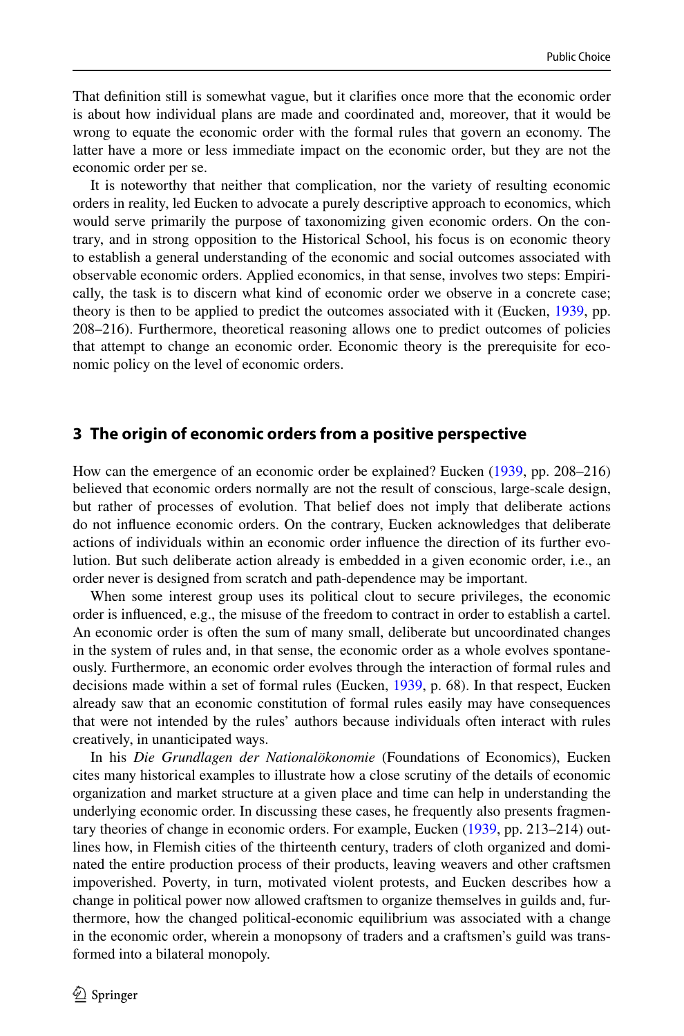That definition still is somewhat vague, but it clarifies once more that the economic order is about how individual plans are made and coordinated and, moreover, that it would be wrong to equate the economic order with the formal rules that govern an economy. The latter have a more or less immediate impact on the economic order, but they are not the economic order per se.

It is noteworthy that neither that complication, nor the variety of resulting economic orders in reality, led Eucken to advocate a purely descriptive approach to economics, which would serve primarily the purpose of taxonomizing given economic orders. On the contrary, and in strong opposition to the Historical School, his focus is on economic theory to establish a general understanding of the economic and social outcomes associated with observable economic orders. Applied economics, in that sense, involves two steps: Empirically, the task is to discern what kind of economic order we observe in a concrete case; theory is then to be applied to predict the outcomes associated with it (Eucken, 1939, pp. 208–216). Furthermore, theoretical reasoning allows one to predict outcomes of policies that attempt to change an economic order. Economic theory is the prerequisite for economic policy on the level of economic orders.

## 3 The origin of economic orders from a positive perspective

How can the emergence of an economic order be explained? Eucken (1939, pp. 208–216) believed that economic orders normally are not the result of conscious, large-scale design, but rather of processes of evolution. That belief does not imply that deliberate actions do not influence economic orders. On the contrary, Eucken acknowledges that deliberate actions of individuals within an economic order influence the direction of its further evolution. But such deliberate action already is embedded in a given economic order, i.e., an order never is designed from scratch and path-dependence may be important.

When some interest group uses its political clout to secure privileges, the economic order is influenced, e.g., the misuse of the freedom to contract in order to establish a cartel. An economic order is often the sum of many small, deliberate but uncoordinated changes in the system of rules and, in that sense, the economic order as a whole evolves spontaneously. Furthermore, an economic order evolves through the interaction of formal rules and decisions made within a set of formal rules (Eucken, 1939, p. 68). In that respect, Eucken already saw that an economic constitution of formal rules easily may have consequences that were not intended by the rules' authors because individuals often interact with rules creatively, in unanticipated ways.

In his *Die Grundlagen der Nationalökonomie* (Foundations of Economics), Eucken cites many historical examples to illustrate how a close scrutiny of the details of economic organization and market structure at a given place and time can help in understanding the underlying economic order. In discussing these cases, he frequently also presents fragmentary theories of change in economic orders. For example, Eucken (1939, pp. 213–214) outlines how, in Flemish cities of the thirteenth century, traders of cloth organized and dominated the entire production process of their products, leaving weavers and other craftsmen impoverished. Poverty, in turn, motivated violent protests, and Eucken describes how a change in political power now allowed craftsmen to organize themselves in guilds and, furthermore, how the changed political-economic equilibrium was associated with a change in the economic order, wherein a monopsony of traders and a craftsmen's guild was transformed into a bilateral monopoly.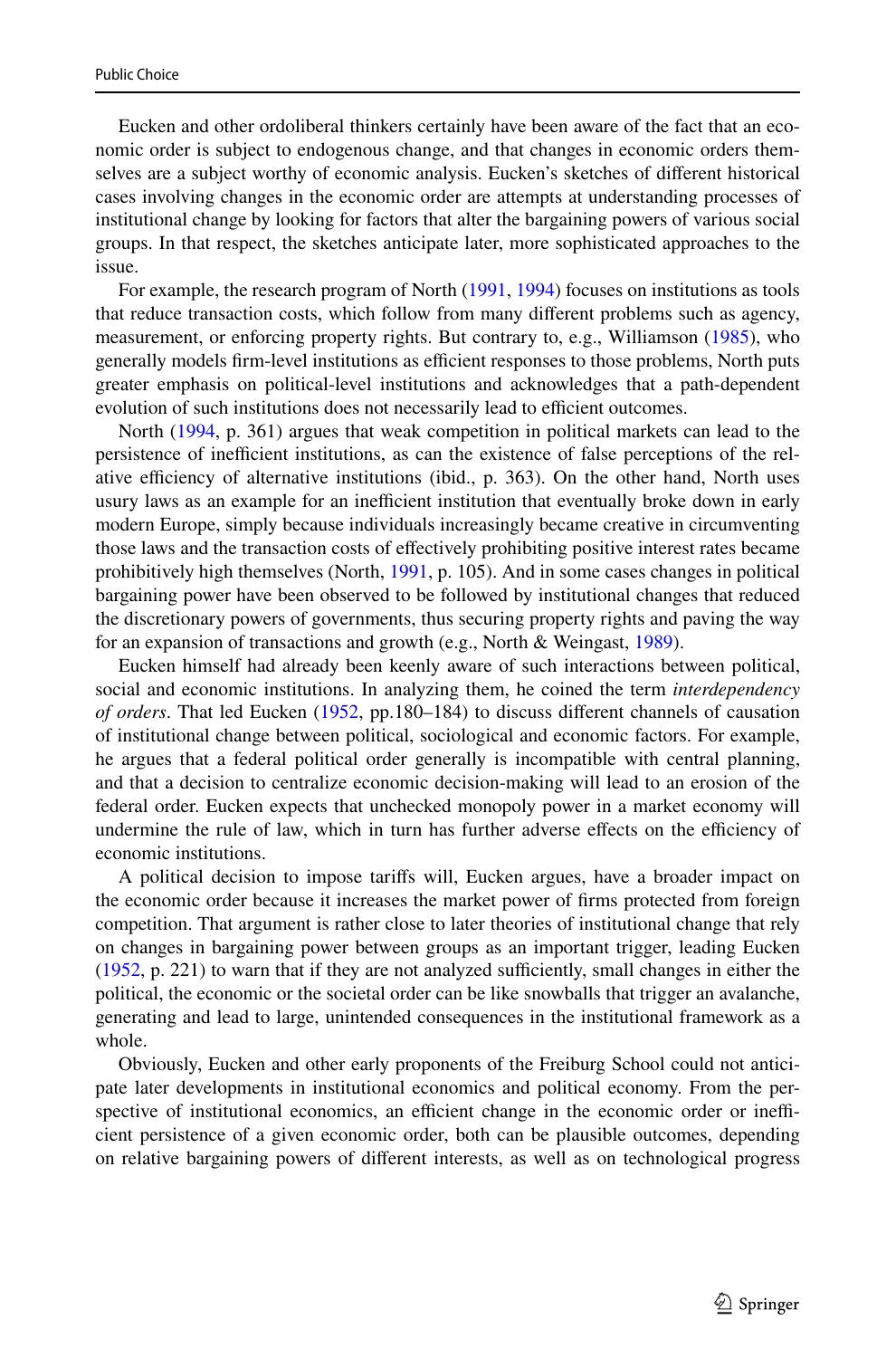Eucken and other ordoliberal thinkers certainly have been aware of the fact that an economic order is subject to endogenous change, and that changes in economic orders themselves are a subject worthy of economic analysis. Eucken's sketches of different historical cases involving changes in the economic order are attempts at understanding processes of institutional change by looking for factors that alter the bargaining powers of various social groups. In that respect, the sketches anticipate later, more sophisticated approaches to the issue.

For example, the research program of North (1991, 1994) focuses on institutions as tools that reduce transaction costs, which follow from many different problems such as agency, measurement, or enforcing property rights. But contrary to, e.g., Williamson (1985), who generally models firm-level institutions as efficient responses to those problems, North puts greater emphasis on political-level institutions and acknowledges that a path-dependent evolution of such institutions does not necessarily lead to efficient outcomes.

North (1994, p. 361) argues that weak competition in political markets can lead to the persistence of inefficient institutions, as can the existence of false perceptions of the relative efficiency of alternative institutions (ibid., p. 363). On the other hand, North uses usury laws as an example for an inefficient institution that eventually broke down in early modern Europe, simply because individuals increasingly became creative in circumventing those laws and the transaction costs of effectively prohibiting positive interest rates became prohibitively high themselves (North, 1991, p. 105). And in some cases changes in political bargaining power have been observed to be followed by institutional changes that reduced the discretionary powers of governments, thus securing property rights and paving the way for an expansion of transactions and growth (e.g., North & Weingast, 1989).

Eucken himself had already been keenly aware of such interactions between political, social and economic institutions. In analyzing them, he coined the term *interdependency of orders*. That led Eucken (1952, pp.180–184) to discuss different channels of causation of institutional change between political, sociological and economic factors. For example, he argues that a federal political order generally is incompatible with central planning, and that a decision to centralize economic decision-making will lead to an erosion of the federal order. Eucken expects that unchecked monopoly power in a market economy will undermine the rule of law, which in turn has further adverse effects on the efficiency of economic institutions.

A political decision to impose tariffs will, Eucken argues, have a broader impact on the economic order because it increases the market power of firms protected from foreign competition. That argument is rather close to later theories of institutional change that rely on changes in bargaining power between groups as an important trigger, leading Eucken (1952, p. 221) to warn that if they are not analyzed sufficiently, small changes in either the political, the economic or the societal order can be like snowballs that trigger an avalanche, generating and lead to large, unintended consequences in the institutional framework as a whole.

Obviously, Eucken and other early proponents of the Freiburg School could not anticipate later developments in institutional economics and political economy. From the perspective of institutional economics, an efficient change in the economic order or inefficient persistence of a given economic order, both can be plausible outcomes, depending on relative bargaining powers of different interests, as well as on technological progress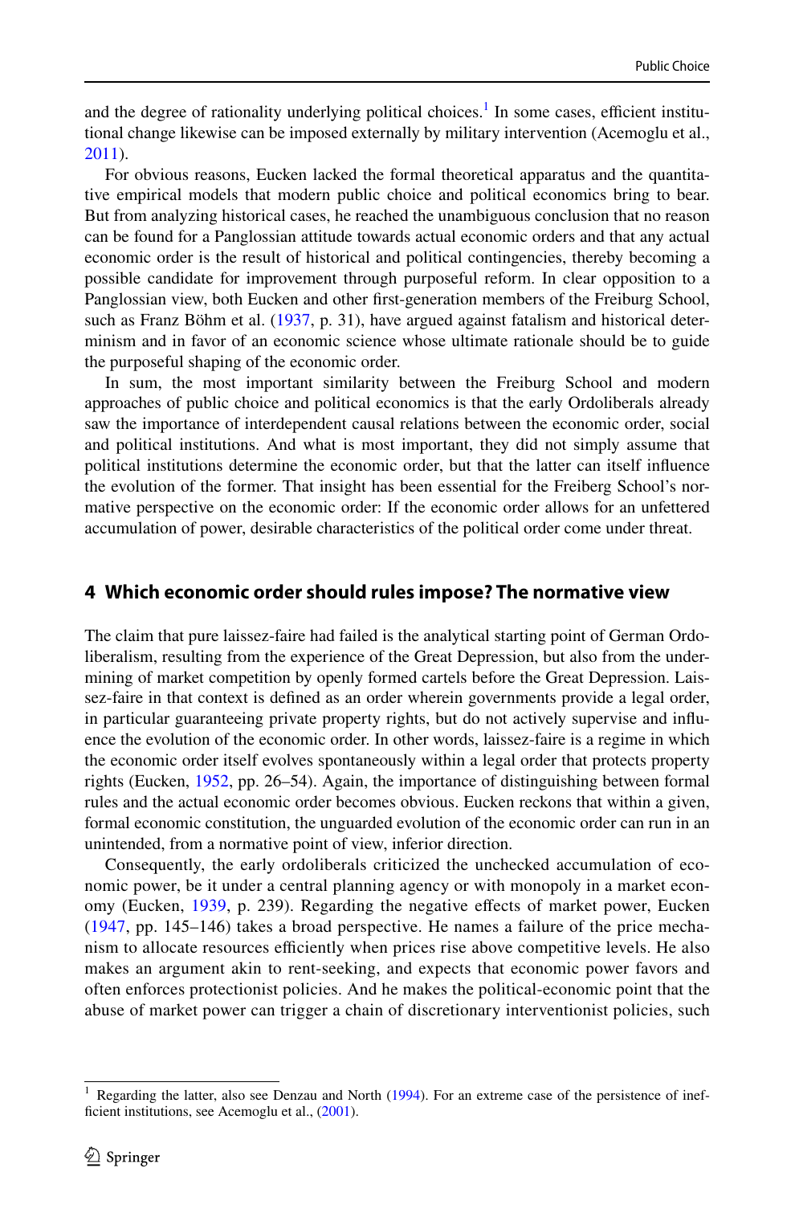and the degree of rationality underlying political choices.[1] In some cases, efficient institutional change likewise can be imposed externally by military intervention (Acemoglu et al., 2011).

For obvious reasons, Eucken lacked the formal theoretical apparatus and the quantitative empirical models that modern public choice and political economics bring to bear. But from analyzing historical cases, he reached the unambiguous conclusion that no reason can be found for a Panglossian attitude towards actual economic orders and that any actual economic order is the result of historical and political contingencies, thereby becoming a possible candidate for improvement through purposeful reform. In clear opposition to a Panglossian view, both Eucken and other first-generation members of the Freiburg School, such as Franz Böhm et al. (1937, p. 31), have argued against fatalism and historical determinism and in favor of an economic science whose ultimate rationale should be to guide the purposeful shaping of the economic order.

In sum, the most important similarity between the Freiburg School and modern approaches of public choice and political economics is that the early Ordoliberals already saw the importance of interdependent causal relations between the economic order, social and political institutions. And what is most important, they did not simply assume that political institutions determine the economic order, but that the latter can itself influence the evolution of the former. That insight has been essential for the Freiberg School's normative perspective on the economic order: If the economic order allows for an unfettered accumulation of power, desirable characteristics of the political order come under threat.

## 4 Which economic order should rules impose? The normative view

The claim that pure laissez-faire had failed is the analytical starting point of German Ordoliberalism, resulting from the experience of the Great Depression, but also from the undermining of market competition by openly formed cartels before the Great Depression. Laissez-faire in that context is defined as an order wherein governments provide a legal order, in particular guaranteeing private property rights, but do not actively supervise and influence the evolution of the economic order. In other words, laissez-faire is a regime in which the economic order itself evolves spontaneously within a legal order that protects property rights (Eucken, 1952, pp. 26–54). Again, the importance of distinguishing between formal rules and the actual economic order becomes obvious. Eucken reckons that within a given, formal economic constitution, the unguarded evolution of the economic order can run in an unintended, from a normative point of view, inferior direction.

Consequently, the early ordoliberals criticized the unchecked accumulation of economic power, be it under a central planning agency or with monopoly in a market economy (Eucken, 1939, p. 239). Regarding the negative effects of market power, Eucken (1947, pp. 145–146) takes a broad perspective. He names a failure of the price mechanism to allocate resources efficiently when prices rise above competitive levels. He also makes an argument akin to rent-seeking, and expects that economic power favors and often enforces protectionist policies. And he makes the political-economic point that the abuse of market power can trigger a chain of discretionary interventionist policies, such

[1] Regarding the latter, also see Denzau and North (1994). For an extreme case of the persistence of inefficient institutions, see Acemoglu et al., (2001).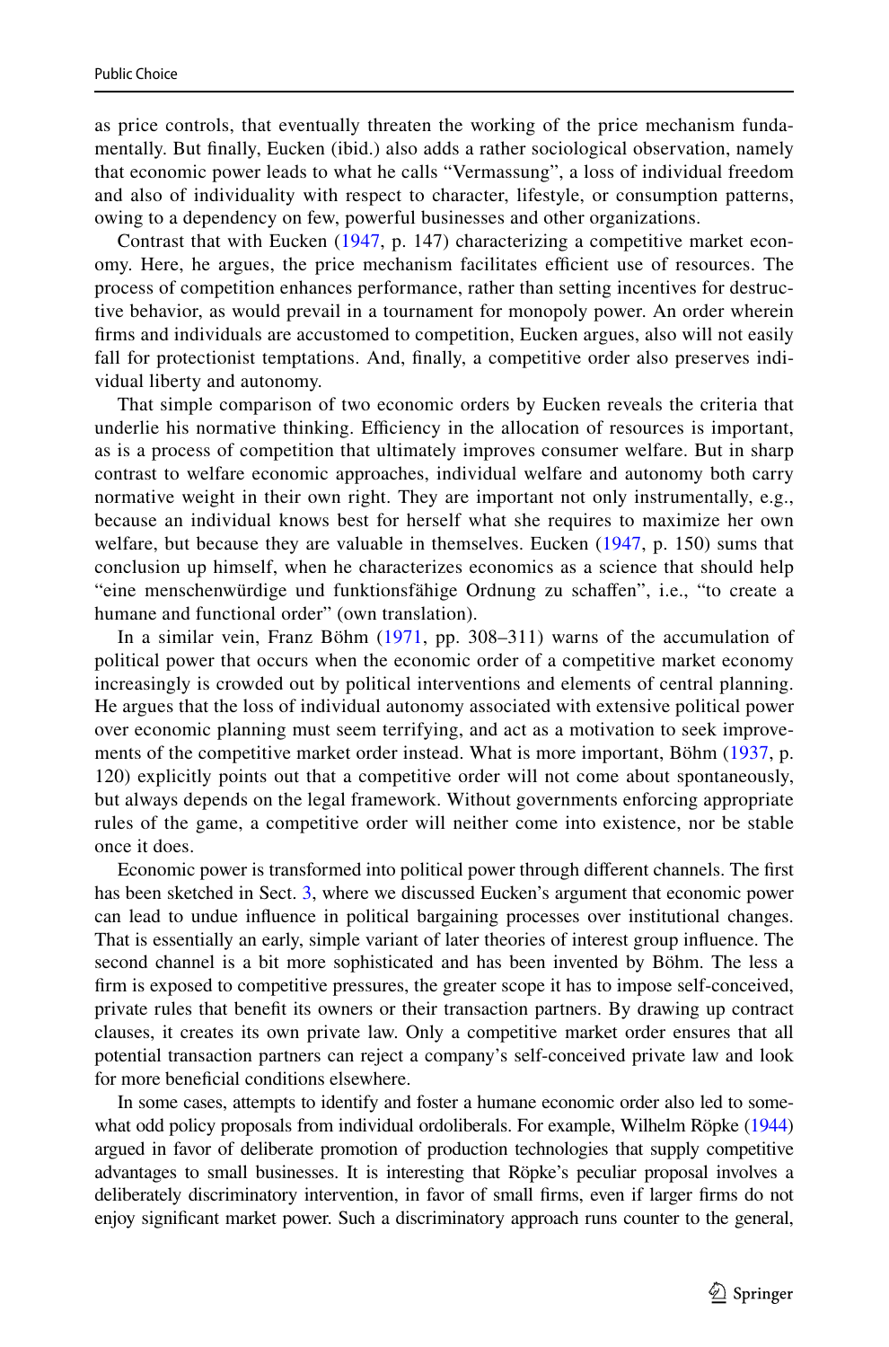as price controls, that eventually threaten the working of the price mechanism fundamentally. But finally, Eucken (ibid.) also adds a rather sociological observation, namely that economic power leads to what he calls "Vermassung", a loss of individual freedom and also of individuality with respect to character, lifestyle, or consumption patterns, owing to a dependency on few, powerful businesses and other organizations.

Contrast that with Eucken (1947, p. 147) characterizing a competitive market economy. Here, he argues, the price mechanism facilitates efficient use of resources. The process of competition enhances performance, rather than setting incentives for destructive behavior, as would prevail in a tournament for monopoly power. An order wherein firms and individuals are accustomed to competition, Eucken argues, also will not easily fall for protectionist temptations. And, finally, a competitive order also preserves individual liberty and autonomy.

That simple comparison of two economic orders by Eucken reveals the criteria that underlie his normative thinking. Efficiency in the allocation of resources is important, as is a process of competition that ultimately improves consumer welfare. But in sharp contrast to welfare economic approaches, individual welfare and autonomy both carry normative weight in their own right. They are important not only instrumentally, e.g., because an individual knows best for herself what she requires to maximize her own welfare, but because they are valuable in themselves. Eucken (1947, p. 150) sums that conclusion up himself, when he characterizes economics as a science that should help "eine menschenwürdige und funktionsfähige Ordnung zu schaffen", i.e., "to create a humane and functional order" (own translation).

In a similar vein, Franz Böhm (1971, pp. 308–311) warns of the accumulation of political power that occurs when the economic order of a competitive market economy increasingly is crowded out by political interventions and elements of central planning. He argues that the loss of individual autonomy associated with extensive political power over economic planning must seem terrifying, and act as a motivation to seek improvements of the competitive market order instead. What is more important, Böhm (1937, p. 120) explicitly points out that a competitive order will not come about spontaneously, but always depends on the legal framework. Without governments enforcing appropriate rules of the game, a competitive order will neither come into existence, nor be stable once it does.

Economic power is transformed into political power through different channels. The first has been sketched in Sect. 3, where we discussed Eucken's argument that economic power can lead to undue influence in political bargaining processes over institutional changes. That is essentially an early, simple variant of later theories of interest group influence. The second channel is a bit more sophisticated and has been invented by Böhm. The less a firm is exposed to competitive pressures, the greater scope it has to impose self-conceived, private rules that benefit its owners or their transaction partners. By drawing up contract clauses, it creates its own private law. Only a competitive market order ensures that all potential transaction partners can reject a company's self-conceived private law and look for more beneficial conditions elsewhere.

In some cases, attempts to identify and foster a humane economic order also led to somewhat odd policy proposals from individual ordoliberals. For example, Wilhelm Röpke (1944) argued in favor of deliberate promotion of production technologies that supply competitive advantages to small businesses. It is interesting that Röpke's peculiar proposal involves a deliberately discriminatory intervention, in favor of small firms, even if larger firms do not enjoy significant market power. Such a discriminatory approach runs counter to the general,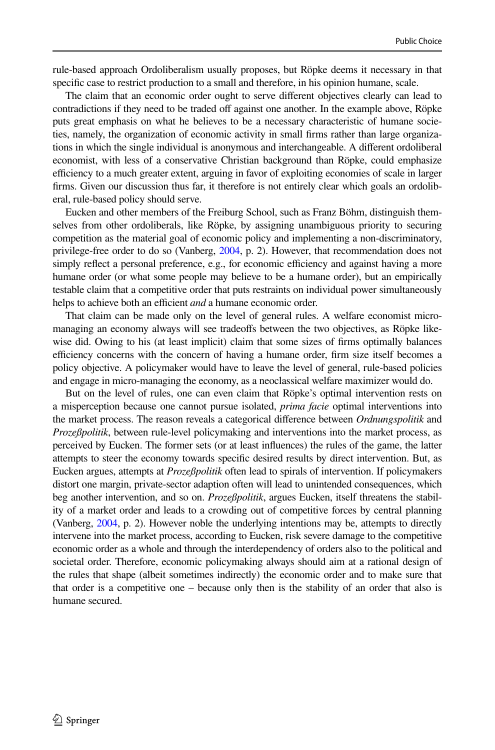rule-based approach Ordoliberalism usually proposes, but Röpke deems it necessary in that specific case to restrict production to a small and therefore, in his opinion humane, scale.

The claim that an economic order ought to serve different objectives clearly can lead to contradictions if they need to be traded off against one another. In the example above, Röpke puts great emphasis on what he believes to be a necessary characteristic of humane societies, namely, the organization of economic activity in small firms rather than large organizations in which the single individual is anonymous and interchangeable. A different ordoliberal economist, with less of a conservative Christian background than Röpke, could emphasize efficiency to a much greater extent, arguing in favor of exploiting economies of scale in larger firms. Given our discussion thus far, it therefore is not entirely clear which goals an ordoliberal, rule-based policy should serve.

Eucken and other members of the Freiburg School, such as Franz Böhm, distinguish themselves from other ordoliberals, like Röpke, by assigning unambiguous priority to securing competition as the material goal of economic policy and implementing a non-discriminatory, privilege-free order to do so (Vanberg, 2004, p. 2). However, that recommendation does not simply reflect a personal preference, e.g., for economic efficiency and against having a more humane order (or what some people may believe to be a humane order), but an empirically testable claim that a competitive order that puts restraints on individual power simultaneously helps to achieve both an efficient *and* a humane economic order.

That claim can be made only on the level of general rules. A welfare economist micromanaging an economy always will see tradeoffs between the two objectives, as Röpke likewise did. Owing to his (at least implicit) claim that some sizes of firms optimally balances efficiency concerns with the concern of having a humane order, firm size itself becomes a policy objective. A policymaker would have to leave the level of general, rule-based policies and engage in micro-managing the economy, as a neoclassical welfare maximizer would do.

But on the level of rules, one can even claim that Röpke's optimal intervention rests on a misperception because one cannot pursue isolated, *prima facie* optimal interventions into the market process. The reason reveals a categorical difference between *Ordnungspolitik* and *Prozeßpolitik*, between rule-level policymaking and interventions into the market process, as perceived by Eucken. The former sets (or at least influences) the rules of the game, the latter attempts to steer the economy towards specific desired results by direct intervention. But, as Eucken argues, attempts at *Prozeßpolitik* often lead to spirals of intervention. If policymakers distort one margin, private-sector adaption often will lead to unintended consequences, which beg another intervention, and so on. *Prozeßpolitik*, argues Eucken, itself threatens the stability of a market order and leads to a crowding out of competitive forces by central planning (Vanberg, 2004, p. 2). However noble the underlying intentions may be, attempts to directly intervene into the market process, according to Eucken, risk severe damage to the competitive economic order as a whole and through the interdependency of orders also to the political and societal order. Therefore, economic policymaking always should aim at a rational design of the rules that shape (albeit sometimes indirectly) the economic order and to make sure that that order is a competitive one – because only then is the stability of an order that also is humane secured.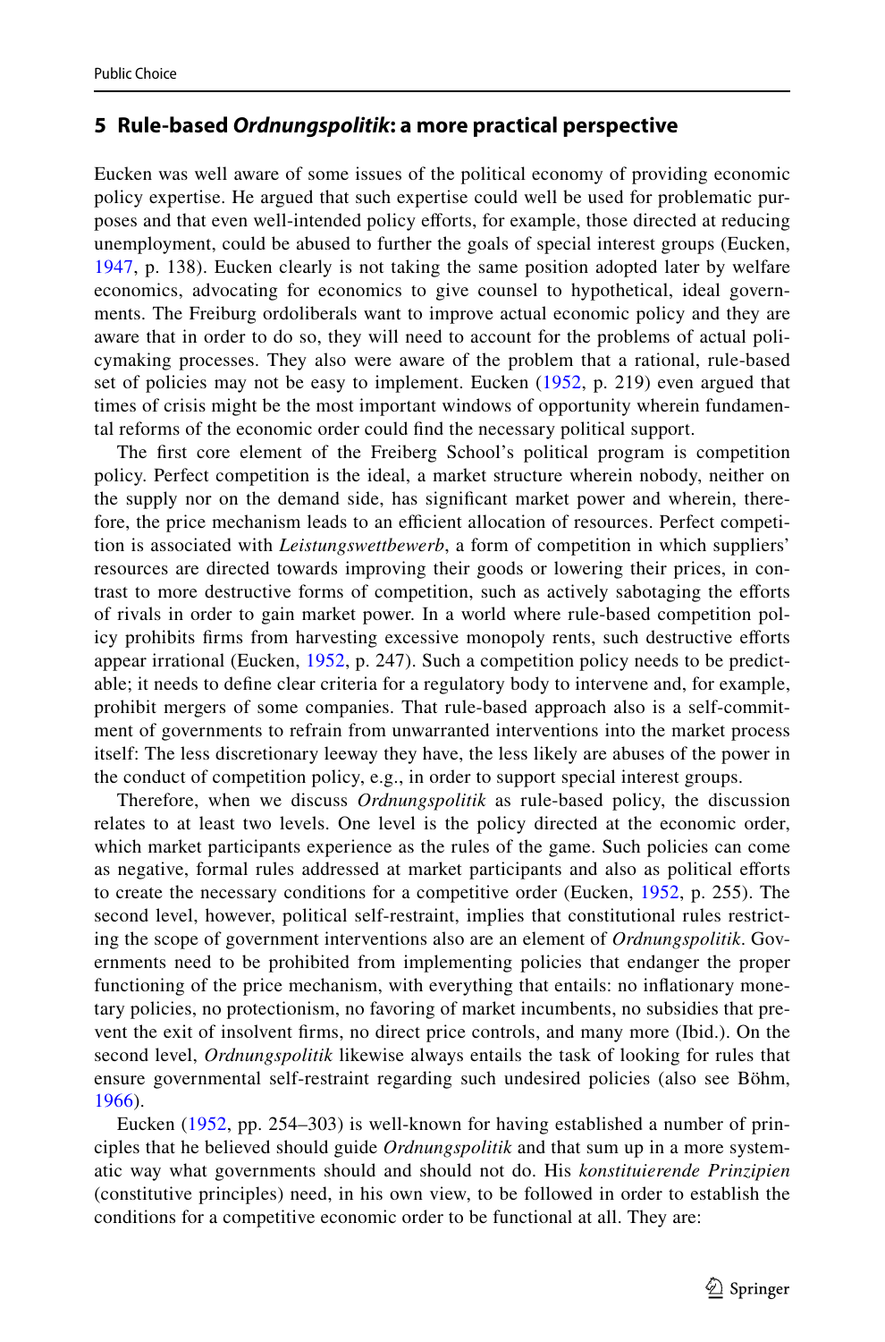## 5 Rule-based *Ordnungspolitik*: a more practical perspective

Eucken was well aware of some issues of the political economy of providing economic policy expertise. He argued that such expertise could well be used for problematic purposes and that even well-intended policy efforts, for example, those directed at reducing unemployment, could be abused to further the goals of special interest groups (Eucken, 1947, p. 138). Eucken clearly is not taking the same position adopted later by welfare economics, advocating for economics to give counsel to hypothetical, ideal governments. The Freiburg ordoliberals want to improve actual economic policy and they are aware that in order to do so, they will need to account for the problems of actual policymaking processes. They also were aware of the problem that a rational, rule-based set of policies may not be easy to implement. Eucken (1952, p. 219) even argued that times of crisis might be the most important windows of opportunity wherein fundamental reforms of the economic order could find the necessary political support.

The first core element of the Freiberg School's political program is competition policy. Perfect competition is the ideal, a market structure wherein nobody, neither on the supply nor on the demand side, has significant market power and wherein, therefore, the price mechanism leads to an efficient allocation of resources. Perfect competition is associated with *Leistungswettbewerb*, a form of competition in which suppliers' resources are directed towards improving their goods or lowering their prices, in contrast to more destructive forms of competition, such as actively sabotaging the efforts of rivals in order to gain market power. In a world where rule-based competition policy prohibits firms from harvesting excessive monopoly rents, such destructive efforts appear irrational (Eucken, 1952, p. 247). Such a competition policy needs to be predictable; it needs to define clear criteria for a regulatory body to intervene and, for example, prohibit mergers of some companies. That rule-based approach also is a self-commitment of governments to refrain from unwarranted interventions into the market process itself: The less discretionary leeway they have, the less likely are abuses of the power in the conduct of competition policy, e.g., in order to support special interest groups.

Therefore, when we discuss *Ordnungspolitik* as rule-based policy, the discussion relates to at least two levels. One level is the policy directed at the economic order, which market participants experience as the rules of the game. Such policies can come as negative, formal rules addressed at market participants and also as political efforts to create the necessary conditions for a competitive order (Eucken, 1952, p. 255). The second level, however, political self-restraint, implies that constitutional rules restricting the scope of government interventions also are an element of *Ordnungspolitik*. Governments need to be prohibited from implementing policies that endanger the proper functioning of the price mechanism, with everything that entails: no inflationary monetary policies, no protectionism, no favoring of market incumbents, no subsidies that prevent the exit of insolvent firms, no direct price controls, and many more (Ibid.). On the second level, *Ordnungspolitik* likewise always entails the task of looking for rules that ensure governmental self-restraint regarding such undesired policies (also see Böhm, 1966).

Eucken (1952, pp. 254–303) is well-known for having established a number of principles that he believed should guide *Ordnungspolitik* and that sum up in a more systematic way what governments should and should not do. His *konstituierende Prinzipien* (constitutive principles) need, in his own view, to be followed in order to establish the conditions for a competitive economic order to be functional at all. They are: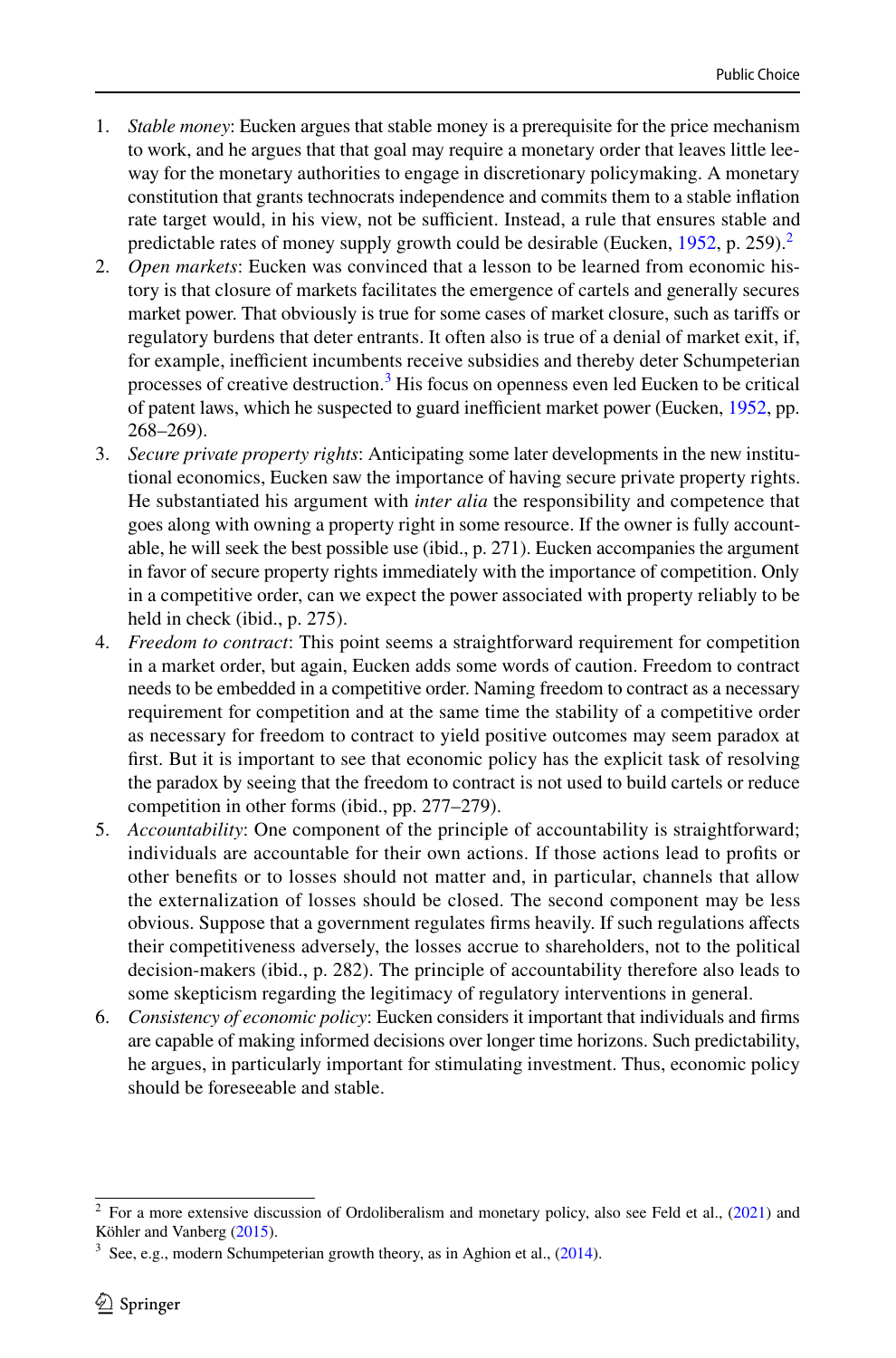1. *Stable money*: Eucken argues that stable money is a prerequisite for the price mechanism to work, and he argues that that goal may require a monetary order that leaves little leeway for the monetary authorities to engage in discretionary policymaking. A monetary constitution that grants technocrats independence and commits them to a stable inflation rate target would, in his view, not be sufficient. Instead, a rule that ensures stable and predictable rates of money supply growth could be desirable (Eucken, 1952, p. 259).[2]
2. *Open markets*: Eucken was convinced that a lesson to be learned from economic history is that closure of markets facilitates the emergence of cartels and generally secures market power. That obviously is true for some cases of market closure, such as tariffs or regulatory burdens that deter entrants. It often also is true of a denial of market exit, if, for example, inefficient incumbents receive subsidies and thereby deter Schumpeterian processes of creative destruction.[3] His focus on openness even led Eucken to be critical of patent laws, which he suspected to guard inefficient market power (Eucken, 1952, pp. 268–269).
3. *Secure private property rights*: Anticipating some later developments in the new institutional economics, Eucken saw the importance of having secure private property rights. He substantiated his argument with *inter alia* the responsibility and competence that goes along with owning a property right in some resource. If the owner is fully accountable, he will seek the best possible use (ibid., p. 271). Eucken accompanies the argument in favor of secure property rights immediately with the importance of competition. Only in a competitive order, can we expect the power associated with property reliably to be held in check (ibid., p. 275).
4. *Freedom to contract*: This point seems a straightforward requirement for competition in a market order, but again, Eucken adds some words of caution. Freedom to contract needs to be embedded in a competitive order. Naming freedom to contract as a necessary requirement for competition and at the same time the stability of a competitive order as necessary for freedom to contract to yield positive outcomes may seem paradox at first. But it is important to see that economic policy has the explicit task of resolving the paradox by seeing that the freedom to contract is not used to build cartels or reduce competition in other forms (ibid., pp. 277–279).
5. *Accountability*: One component of the principle of accountability is straightforward; individuals are accountable for their own actions. If those actions lead to profits or other benefits or to losses should not matter and, in particular, channels that allow the externalization of losses should be closed. The second component may be less obvious. Suppose that a government regulates firms heavily. If such regulations affects their competitiveness adversely, the losses accrue to shareholders, not to the political decision-makers (ibid., p. 282). The principle of accountability therefore also leads to some skepticism regarding the legitimacy of regulatory interventions in general.
6. *Consistency of economic policy*: Eucken considers it important that individuals and firms are capable of making informed decisions over longer time horizons. Such predictability, he argues, in particularly important for stimulating investment. Thus, economic policy should be foreseeable and stable.

---

[2] For a more extensive discussion of Ordoliberalism and monetary policy, also see Feld et al., (2021) and Köhler and Vanberg (2015).

[3] See, e.g., modern Schumpeterian growth theory, as in Aghion et al., (2014).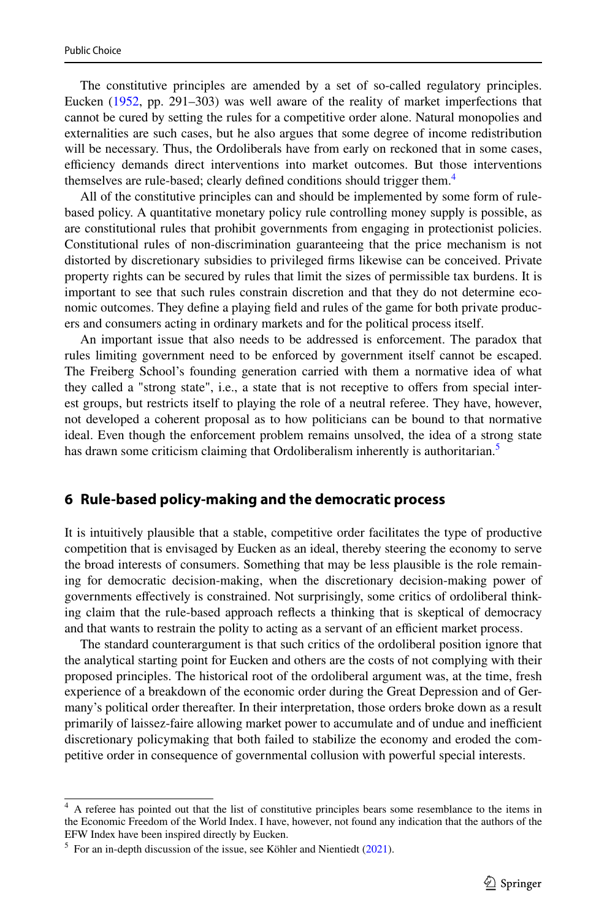The constitutive principles are amended by a set of so-called regulatory principles. Eucken (1952, pp. 291–303) was well aware of the reality of market imperfections that cannot be cured by setting the rules for a competitive order alone. Natural monopolies and externalities are such cases, but he also argues that some degree of income redistribution will be necessary. Thus, the Ordoliberals have from early on reckoned that in some cases, efficiency demands direct interventions into market outcomes. But those interventions themselves are rule-based; clearly defined conditions should trigger them.[4]

All of the constitutive principles can and should be implemented by some form of rule-based policy. A quantitative monetary policy rule controlling money supply is possible, as are constitutional rules that prohibit governments from engaging in protectionist policies. Constitutional rules of non-discrimination guaranteeing that the price mechanism is not distorted by discretionary subsidies to privileged firms likewise can be conceived. Private property rights can be secured by rules that limit the sizes of permissible tax burdens. It is important to see that such rules constrain discretion and that they do not determine economic outcomes. They define a playing field and rules of the game for both private producers and consumers acting in ordinary markets and for the political process itself.

An important issue that also needs to be addressed is enforcement. The paradox that rules limiting government need to be enforced by government itself cannot be escaped. The Freiberg School's founding generation carried with them a normative idea of what they called a "strong state", i.e., a state that is not receptive to offers from special interest groups, but restricts itself to playing the role of a neutral referee. They have, however, not developed a coherent proposal as to how politicians can be bound to that normative ideal. Even though the enforcement problem remains unsolved, the idea of a strong state has drawn some criticism claiming that Ordoliberalism inherently is authoritarian.[5]

## 6 Rule-based policy-making and the democratic process

It is intuitively plausible that a stable, competitive order facilitates the type of productive competition that is envisaged by Eucken as an ideal, thereby steering the economy to serve the broad interests of consumers. Something that may be less plausible is the role remaining for democratic decision-making, when the discretionary decision-making power of governments effectively is constrained. Not surprisingly, some critics of ordoliberal thinking claim that the rule-based approach reflects a thinking that is skeptical of democracy and that wants to restrain the polity to acting as a servant of an efficient market process.

The standard counterargument is that such critics of the ordoliberal position ignore that the analytical starting point for Eucken and others are the costs of not complying with their proposed principles. The historical root of the ordoliberal argument was, at the time, fresh experience of a breakdown of the economic order during the Great Depression and of Germany's political order thereafter. In their interpretation, those orders broke down as a result primarily of laissez-faire allowing market power to accumulate and of undue and inefficient discretionary policymaking that both failed to stabilize the economy and eroded the competitive order in consequence of governmental collusion with powerful special interests.

---

[4] A referee has pointed out that the list of constitutive principles bears some resemblance to the items in the Economic Freedom of the World Index. I have, however, not found any indication that the authors of the EFW Index have been inspired directly by Eucken.

[5] For an in-depth discussion of the issue, see Köhler and Nientiedt (2021).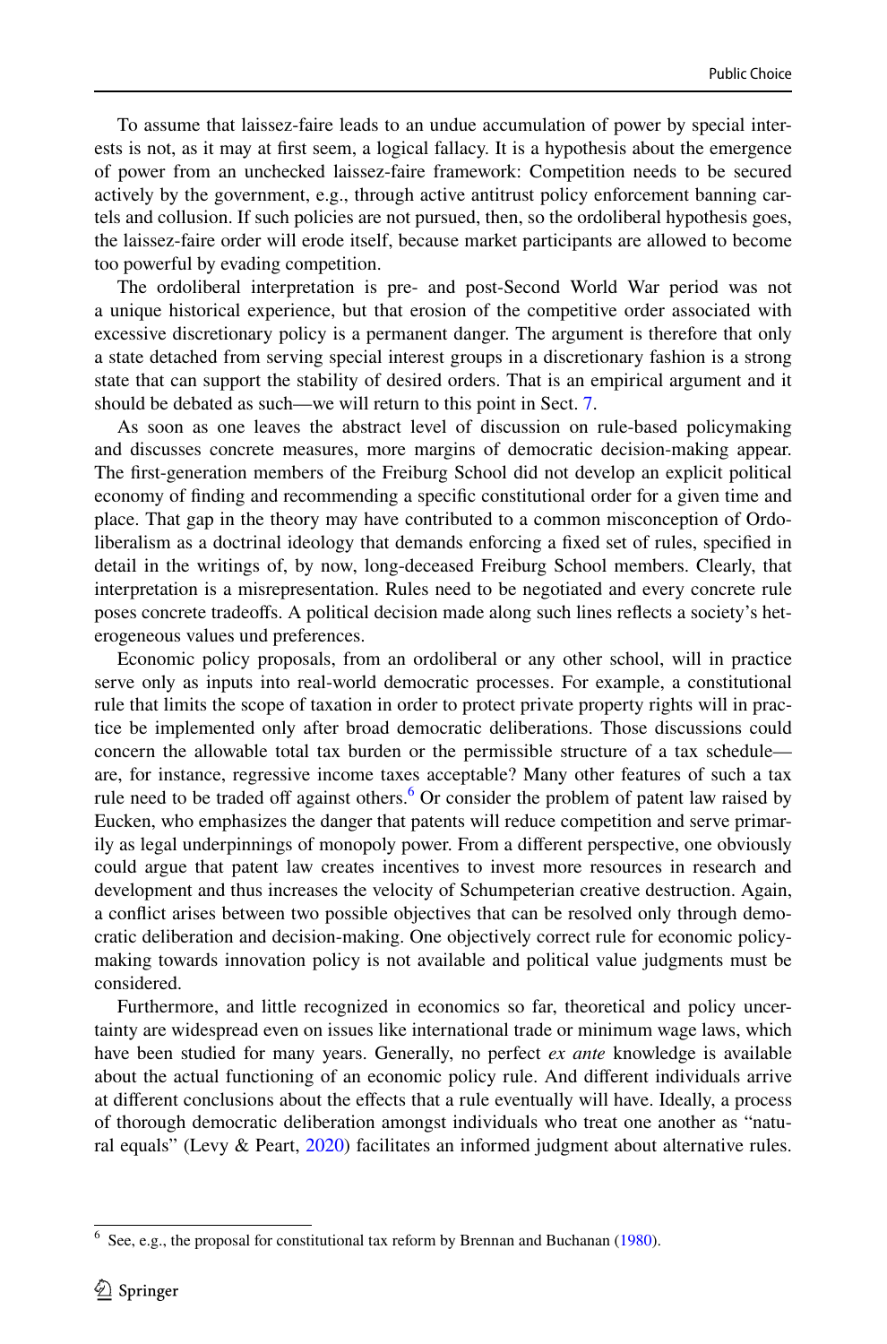To assume that laissez-faire leads to an undue accumulation of power by special interests is not, as it may at first seem, a logical fallacy. It is a hypothesis about the emergence of power from an unchecked laissez-faire framework: Competition needs to be secured actively by the government, e.g., through active antitrust policy enforcement banning cartels and collusion. If such policies are not pursued, then, so the ordoliberal hypothesis goes, the laissez-faire order will erode itself, because market participants are allowed to become too powerful by evading competition.

The ordoliberal interpretation is pre- and post-Second World War period was not a unique historical experience, but that erosion of the competitive order associated with excessive discretionary policy is a permanent danger. The argument is therefore that only a state detached from serving special interest groups in a discretionary fashion is a strong state that can support the stability of desired orders. That is an empirical argument and it should be debated as such—we will return to this point in Sect. 7.

As soon as one leaves the abstract level of discussion on rule-based policymaking and discusses concrete measures, more margins of democratic decision-making appear. The first-generation members of the Freiburg School did not develop an explicit political economy of finding and recommending a specific constitutional order for a given time and place. That gap in the theory may have contributed to a common misconception of Ordoliberalism as a doctrinal ideology that demands enforcing a fixed set of rules, specified in detail in the writings of, by now, long-deceased Freiburg School members. Clearly, that interpretation is a misrepresentation. Rules need to be negotiated and every concrete rule poses concrete tradeoffs. A political decision made along such lines reflects a society's heterogeneous values und preferences.

Economic policy proposals, from an ordoliberal or any other school, will in practice serve only as inputs into real-world democratic processes. For example, a constitutional rule that limits the scope of taxation in order to protect private property rights will in practice be implemented only after broad democratic deliberations. Those discussions could concern the allowable total tax burden or the permissible structure of a tax schedule—are, for instance, regressive income taxes acceptable? Many other features of such a tax rule need to be traded off against others.[6] Or consider the problem of patent law raised by Eucken, who emphasizes the danger that patents will reduce competition and serve primarily as legal underpinnings of monopoly power. From a different perspective, one obviously could argue that patent law creates incentives to invest more resources in research and development and thus increases the velocity of Schumpeterian creative destruction. Again, a conflict arises between two possible objectives that can be resolved only through democratic deliberation and decision-making. One objectively correct rule for economic policymaking towards innovation policy is not available and political value judgments must be considered.

Furthermore, and little recognized in economics so far, theoretical and policy uncertainty are widespread even on issues like international trade or minimum wage laws, which have been studied for many years. Generally, no perfect *ex ante* knowledge is available about the actual functioning of an economic policy rule. And different individuals arrive at different conclusions about the effects that a rule eventually will have. Ideally, a process of thorough democratic deliberation amongst individuals who treat one another as "natural equals" (Levy & Peart, 2020) facilitates an informed judgment about alternative rules.

[6] See, e.g., the proposal for constitutional tax reform by Brennan and Buchanan (1980).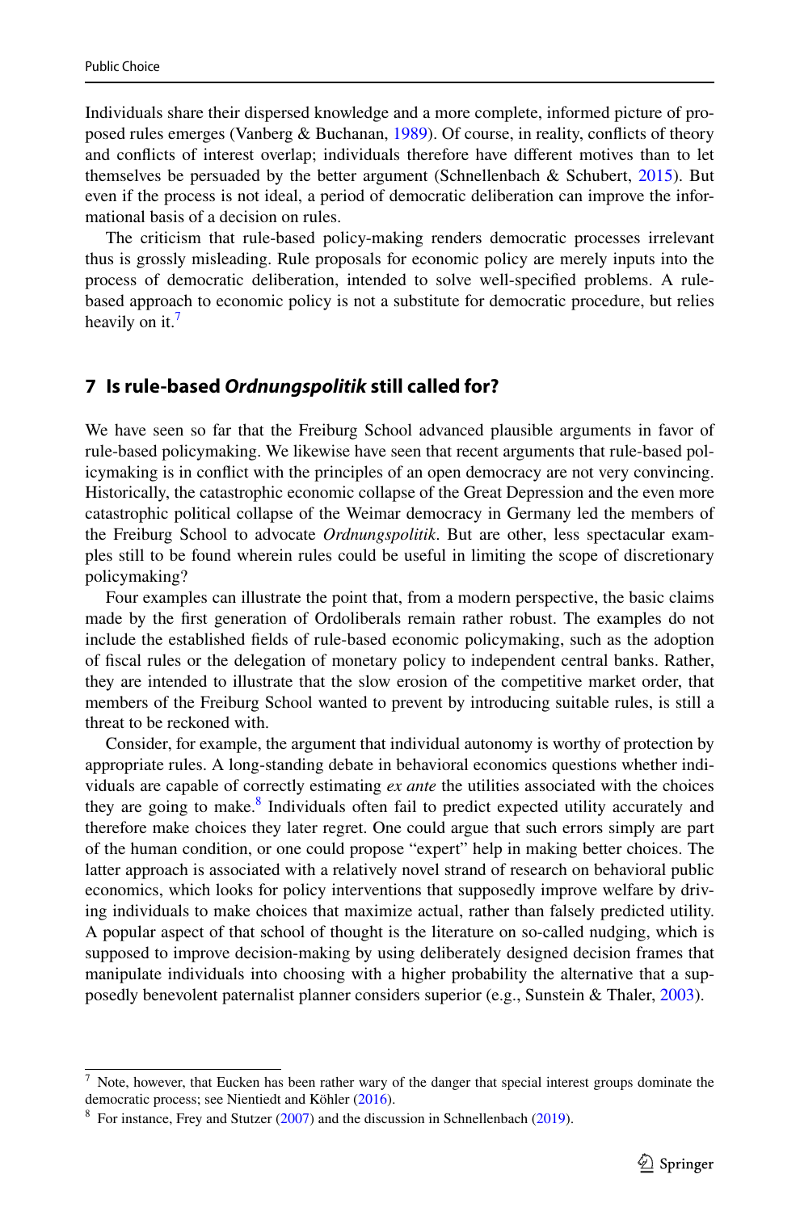Individuals share their dispersed knowledge and a more complete, informed picture of proposed rules emerges (Vanberg & Buchanan, 1989). Of course, in reality, conflicts of theory and conflicts of interest overlap; individuals therefore have different motives than to let themselves be persuaded by the better argument (Schnellenbach & Schubert, 2015). But even if the process is not ideal, a period of democratic deliberation can improve the informational basis of a decision on rules.

The criticism that rule-based policy-making renders democratic processes irrelevant thus is grossly misleading. Rule proposals for economic policy are merely inputs into the process of democratic deliberation, intended to solve well-specified problems. A rule-based approach to economic policy is not a substitute for democratic procedure, but relies heavily on it.[7]

## 7 Is rule-based *Ordnungspolitik* still called for?

We have seen so far that the Freiburg School advanced plausible arguments in favor of rule-based policymaking. We likewise have seen that recent arguments that rule-based policymaking is in conflict with the principles of an open democracy are not very convincing. Historically, the catastrophic economic collapse of the Great Depression and the even more catastrophic political collapse of the Weimar democracy in Germany led the members of the Freiburg School to advocate *Ordnungspolitik*. But are other, less spectacular examples still to be found wherein rules could be useful in limiting the scope of discretionary policymaking?

Four examples can illustrate the point that, from a modern perspective, the basic claims made by the first generation of Ordoliberals remain rather robust. The examples do not include the established fields of rule-based economic policymaking, such as the adoption of fiscal rules or the delegation of monetary policy to independent central banks. Rather, they are intended to illustrate that the slow erosion of the competitive market order, that members of the Freiburg School wanted to prevent by introducing suitable rules, is still a threat to be reckoned with.

Consider, for example, the argument that individual autonomy is worthy of protection by appropriate rules. A long-standing debate in behavioral economics questions whether individuals are capable of correctly estimating *ex ante* the utilities associated with the choices they are going to make.[8] Individuals often fail to predict expected utility accurately and therefore make choices they later regret. One could argue that such errors simply are part of the human condition, or one could propose "expert" help in making better choices. The latter approach is associated with a relatively novel strand of research on behavioral public economics, which looks for policy interventions that supposedly improve welfare by driving individuals to make choices that maximize actual, rather than falsely predicted utility. A popular aspect of that school of thought is the literature on so-called nudging, which is supposed to improve decision-making by using deliberately designed decision frames that manipulate individuals into choosing with a higher probability the alternative that a supposedly benevolent paternalist planner considers superior (e.g., Sunstein & Thaler, 2003).

---

[7] Note, however, that Eucken has been rather wary of the danger that special interest groups dominate the democratic process; see Nientiedt and Köhler (2016).

[8] For instance, Frey and Stutzer (2007) and the discussion in Schnellenbach (2019).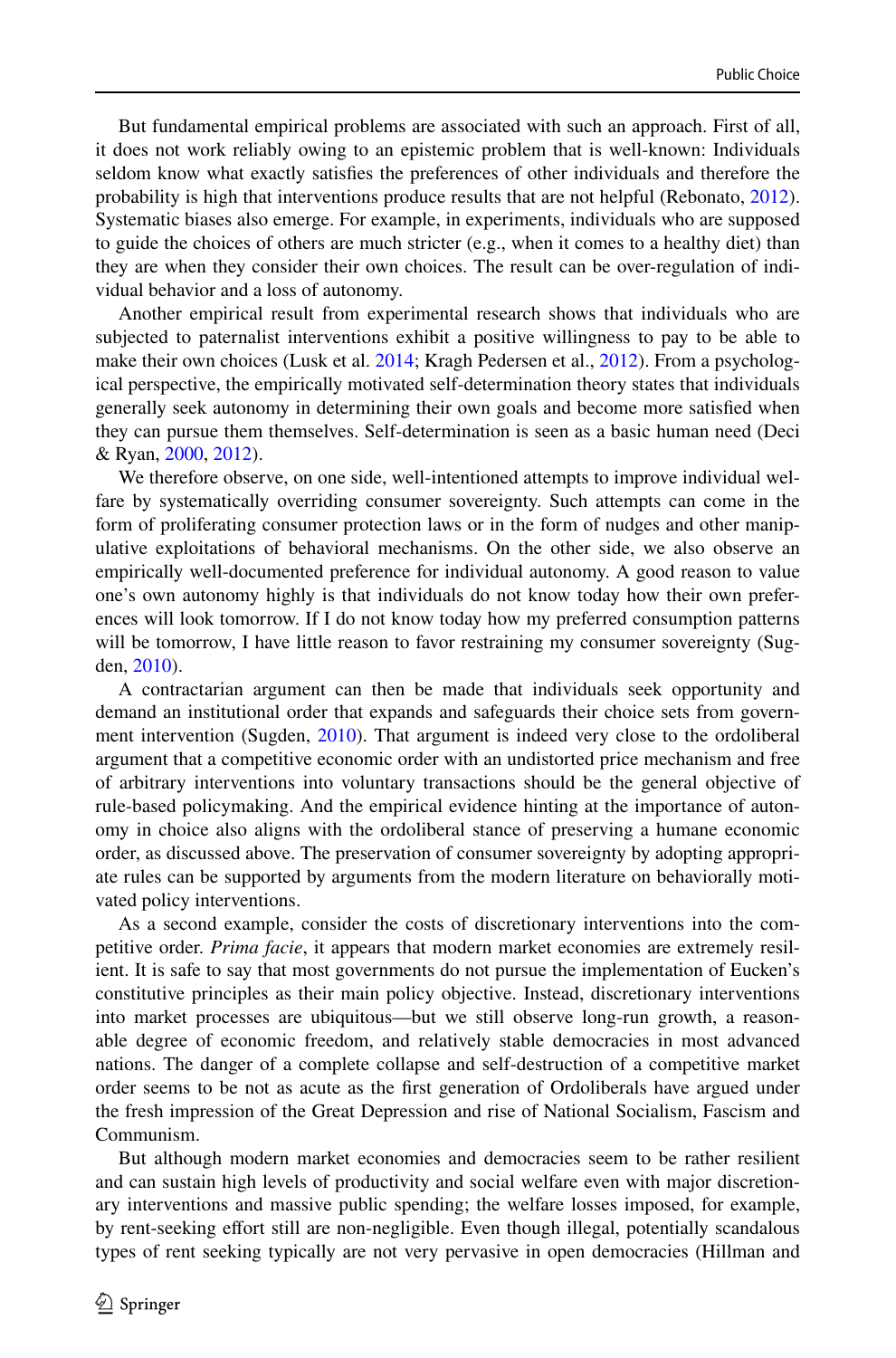But fundamental empirical problems are associated with such an approach. First of all, it does not work reliably owing to an epistemic problem that is well-known: Individuals seldom know what exactly satisfies the preferences of other individuals and therefore the probability is high that interventions produce results that are not helpful (Rebonato, 2012). Systematic biases also emerge. For example, in experiments, individuals who are supposed to guide the choices of others are much stricter (e.g., when it comes to a healthy diet) than they are when they consider their own choices. The result can be over-regulation of individual behavior and a loss of autonomy.

Another empirical result from experimental research shows that individuals who are subjected to paternalist interventions exhibit a positive willingness to pay to be able to make their own choices (Lusk et al. 2014; Kragh Pedersen et al., 2012). From a psychological perspective, the empirically motivated self-determination theory states that individuals generally seek autonomy in determining their own goals and become more satisfied when they can pursue them themselves. Self-determination is seen as a basic human need (Deci & Ryan, 2000, 2012).

We therefore observe, on one side, well-intentioned attempts to improve individual welfare by systematically overriding consumer sovereignty. Such attempts can come in the form of proliferating consumer protection laws or in the form of nudges and other manipulative exploitations of behavioral mechanisms. On the other side, we also observe an empirically well-documented preference for individual autonomy. A good reason to value one's own autonomy highly is that individuals do not know today how their own preferences will look tomorrow. If I do not know today how my preferred consumption patterns will be tomorrow, I have little reason to favor restraining my consumer sovereignty (Sugden, 2010).

A contractarian argument can then be made that individuals seek opportunity and demand an institutional order that expands and safeguards their choice sets from government intervention (Sugden, 2010). That argument is indeed very close to the ordoliberal argument that a competitive economic order with an undistorted price mechanism and free of arbitrary interventions into voluntary transactions should be the general objective of rule-based policymaking. And the empirical evidence hinting at the importance of autonomy in choice also aligns with the ordoliberal stance of preserving a humane economic order, as discussed above. The preservation of consumer sovereignty by adopting appropriate rules can be supported by arguments from the modern literature on behaviorally motivated policy interventions.

As a second example, consider the costs of discretionary interventions into the competitive order. *Prima facie*, it appears that modern market economies are extremely resilient. It is safe to say that most governments do not pursue the implementation of Eucken's constitutive principles as their main policy objective. Instead, discretionary interventions into market processes are ubiquitous—but we still observe long-run growth, a reasonable degree of economic freedom, and relatively stable democracies in most advanced nations. The danger of a complete collapse and self-destruction of a competitive market order seems to be not as acute as the first generation of Ordoliberals have argued under the fresh impression of the Great Depression and rise of National Socialism, Fascism and Communism.

But although modern market economies and democracies seem to be rather resilient and can sustain high levels of productivity and social welfare even with major discretionary interventions and massive public spending; the welfare losses imposed, for example, by rent-seeking effort still are non-negligible. Even though illegal, potentially scandalous types of rent seeking typically are not very pervasive in open democracies (Hillman and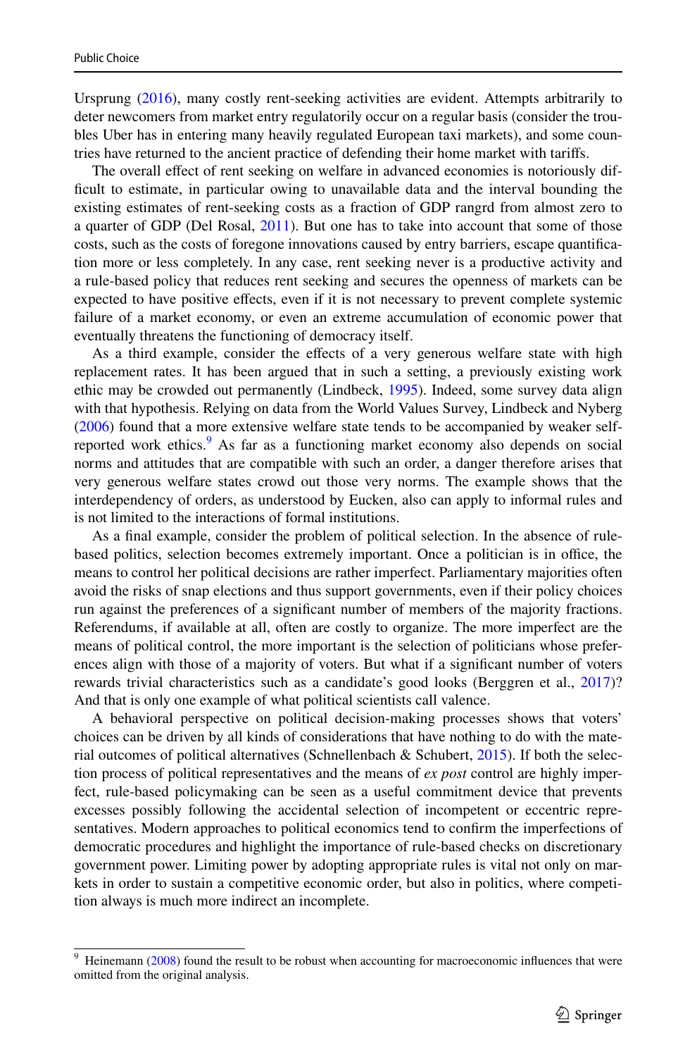Ursprung (2016), many costly rent-seeking activities are evident. Attempts arbitrarily to deter newcomers from market entry regulatorily occur on a regular basis (consider the troubles Uber has in entering many heavily regulated European taxi markets), and some countries have returned to the ancient practice of defending their home market with tariffs.

The overall effect of rent seeking on welfare in advanced economies is notoriously difficult to estimate, in particular owing to unavailable data and the interval bounding the existing estimates of rent-seeking costs as a fraction of GDP rangrd from almost zero to a quarter of GDP (Del Rosal, 2011). But one has to take into account that some of those costs, such as the costs of foregone innovations caused by entry barriers, escape quantification more or less completely. In any case, rent seeking never is a productive activity and a rule-based policy that reduces rent seeking and secures the openness of markets can be expected to have positive effects, even if it is not necessary to prevent complete systemic failure of a market economy, or even an extreme accumulation of economic power that eventually threatens the functioning of democracy itself.

As a third example, consider the effects of a very generous welfare state with high replacement rates. It has been argued that in such a setting, a previously existing work ethic may be crowded out permanently (Lindbeck, 1995). Indeed, some survey data align with that hypothesis. Relying on data from the World Values Survey, Lindbeck and Nyberg (2006) found that a more extensive welfare state tends to be accompanied by weaker self-reported work ethics.[9] As far as a functioning market economy also depends on social norms and attitudes that are compatible with such an order, a danger therefore arises that very generous welfare states crowd out those very norms. The example shows that the interdependency of orders, as understood by Eucken, also can apply to informal rules and is not limited to the interactions of formal institutions.

As a final example, consider the problem of political selection. In the absence of rule-based politics, selection becomes extremely important. Once a politician is in office, the means to control her political decisions are rather imperfect. Parliamentary majorities often avoid the risks of snap elections and thus support governments, even if their policy choices run against the preferences of a significant number of members of the majority fractions. Referendums, if available at all, often are costly to organize. The more imperfect are the means of political control, the more important is the selection of politicians whose preferences align with those of a majority of voters. But what if a significant number of voters rewards trivial characteristics such as a candidate's good looks (Berggren et al., 2017)? And that is only one example of what political scientists call valence.

A behavioral perspective on political decision-making processes shows that voters' choices can be driven by all kinds of considerations that have nothing to do with the material outcomes of political alternatives (Schnellenbach & Schubert, 2015). If both the selection process of political representatives and the means of *ex post* control are highly imperfect, rule-based policymaking can be seen as a useful commitment device that prevents excesses possibly following the accidental selection of incompetent or eccentric representatives. Modern approaches to political economics tend to confirm the imperfections of democratic procedures and highlight the importance of rule-based checks on discretionary government power. Limiting power by adopting appropriate rules is vital not only on markets in order to sustain a competitive economic order, but also in politics, where competition always is much more indirect an incomplete.

[9] Heinemann (2008) found the result to be robust when accounting for macroeconomic influences that were omitted from the original analysis.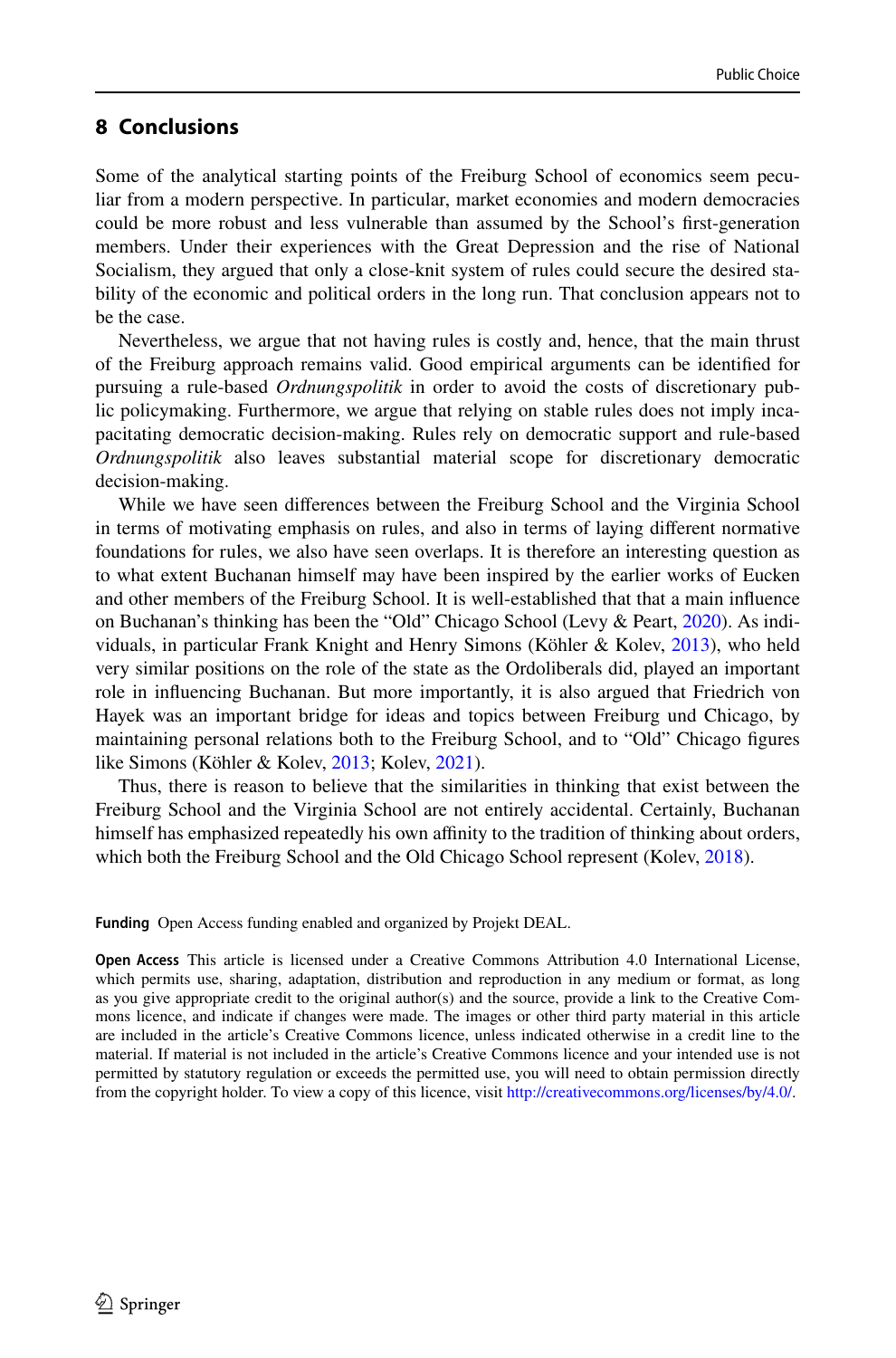## 8 Conclusions

Some of the analytical starting points of the Freiburg School of economics seem peculiar from a modern perspective. In particular, market economies and modern democracies could be more robust and less vulnerable than assumed by the School's first-generation members. Under their experiences with the Great Depression and the rise of National Socialism, they argued that only a close-knit system of rules could secure the desired stability of the economic and political orders in the long run. That conclusion appears not to be the case.

Nevertheless, we argue that not having rules is costly and, hence, that the main thrust of the Freiburg approach remains valid. Good empirical arguments can be identified for pursuing a rule-based *Ordnungspolitik* in order to avoid the costs of discretionary public policymaking. Furthermore, we argue that relying on stable rules does not imply incapacitating democratic decision-making. Rules rely on democratic support and rule-based *Ordnungspolitik* also leaves substantial material scope for discretionary democratic decision-making.

While we have seen differences between the Freiburg School and the Virginia School in terms of motivating emphasis on rules, and also in terms of laying different normative foundations for rules, we also have seen overlaps. It is therefore an interesting question as to what extent Buchanan himself may have been inspired by the earlier works of Eucken and other members of the Freiburg School. It is well-established that that a main influence on Buchanan's thinking has been the "Old" Chicago School (Levy & Peart, 2020). As individuals, in particular Frank Knight and Henry Simons (Köhler & Kolev, 2013), who held very similar positions on the role of the state as the Ordoliberals did, played an important role in influencing Buchanan. But more importantly, it is also argued that Friedrich von Hayek was an important bridge for ideas and topics between Freiburg und Chicago, by maintaining personal relations both to the Freiburg School, and to "Old" Chicago figures like Simons (Köhler & Kolev, 2013; Kolev, 2021).

Thus, there is reason to believe that the similarities in thinking that exist between the Freiburg School and the Virginia School are not entirely accidental. Certainly, Buchanan himself has emphasized repeatedly his own affinity to the tradition of thinking about orders, which both the Freiburg School and the Old Chicago School represent (Kolev, 2018).

**Funding** Open Access funding enabled and organized by Projekt DEAL.

**Open Access** This article is licensed under a Creative Commons Attribution 4.0 International License, which permits use, sharing, adaptation, distribution and reproduction in any medium or format, as long as you give appropriate credit to the original author(s) and the source, provide a link to the Creative Commons licence, and indicate if changes were made. The images or other third party material in this article are included in the article's Creative Commons licence, unless indicated otherwise in a credit line to the material. If material is not included in the article's Creative Commons licence and your intended use is not permitted by statutory regulation or exceeds the permitted use, you will need to obtain permission directly from the copyright holder. To view a copy of this licence, visit http://creativecommons.org/licenses/by/4.0/.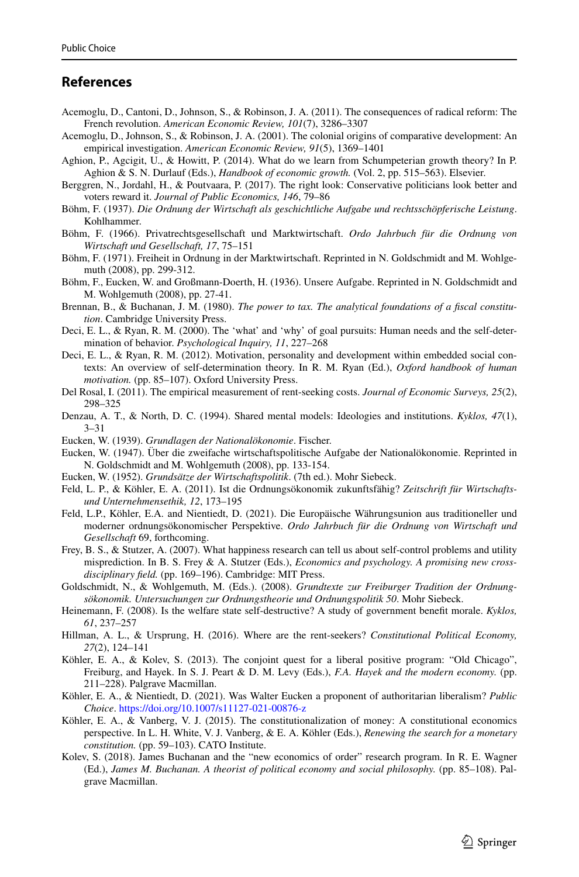## References

Acemoglu, D., Cantoni, D., Johnson, S., & Robinson, J. A. (2011). The consequences of radical reform: The French revolution. *American Economic Review, 101*(7), 3286–3307

Acemoglu, D., Johnson, S., & Robinson, J. A. (2001). The colonial origins of comparative development: An empirical investigation. *American Economic Review, 91*(5), 1369–1401

Aghion, P., Agcigit, U., & Howitt, P. (2014). What do we learn from Schumpeterian growth theory? In P. Aghion & S. N. Durlauf (Eds.), *Handbook of economic growth.* (Vol. 2, pp. 515–563). Elsevier.

Berggren, N., Jordahl, H., & Poutvaara, P. (2017). The right look: Conservative politicians look better and voters reward it. *Journal of Public Economics, 146*, 79–86

Böhm, F. (1937). *Die Ordnung der Wirtschaft als geschichtliche Aufgabe und rechtsschöpferische Leistung*. Kohlhammer.

Böhm, F. (1966). Privatrechtsgesellschaft und Marktwirtschaft. *Ordo Jahrbuch für die Ordnung von Wirtschaft und Gesellschaft, 17*, 75–151

Böhm, F. (1971). Freiheit in Ordnung in der Marktwirtschaft. Reprinted in N. Goldschmidt and M. Wohlgemuth (2008), pp. 299-312.

Böhm, F., Eucken, W. and Großmann-Doerth, H. (1936). Unsere Aufgabe. Reprinted in N. Goldschmidt and M. Wohlgemuth (2008), pp. 27-41.

Brennan, B., & Buchanan, J. M. (1980). *The power to tax. The analytical foundations of a fiscal constitution*. Cambridge University Press.

Deci, E. L., & Ryan, R. M. (2000). The 'what' and 'why' of goal pursuits: Human needs and the self-determination of behavior. *Psychological Inquiry, 11*, 227–268

Deci, E. L., & Ryan, R. M. (2012). Motivation, personality and development within embedded social contexts: An overview of self-determination theory. In R. M. Ryan (Ed.), *Oxford handbook of human motivation.* (pp. 85–107). Oxford University Press.

Del Rosal, I. (2011). The empirical measurement of rent-seeking costs. *Journal of Economic Surveys, 25*(2), 298–325

Denzau, A. T., & North, D. C. (1994). Shared mental models: Ideologies and institutions. *Kyklos, 47*(1), 3–31

Eucken, W. (1939). *Grundlagen der Nationalökonomie*. Fischer.

Eucken, W. (1947). Über die zweifache wirtschaftspolitische Aufgabe der Nationalökonomie. Reprinted in N. Goldschmidt and M. Wohlgemuth (2008), pp. 133-154.

Eucken, W. (1952). *Grundsätze der Wirtschaftspolitik*. (7th ed.). Mohr Siebeck.

Feld, L. P., & Köhler, E. A. (2011). Ist die Ordnungsökonomik zukunftsfähig? *Zeitschrift für Wirtschafts- und Unternehmensethik, 12*, 173–195

Feld, L.P., Köhler, E.A. and Nientiedt, D. (2021). Die Europäische Währungsunion aus traditioneller und moderner ordnungsökonomischer Perspektive. *Ordo Jahrbuch für die Ordnung von Wirtschaft und Gesellschaft* 69, forthcoming.

Frey, B. S., & Stutzer, A. (2007). What happiness research can tell us about self-control problems and utility misprediction. In B. S. Frey & A. Stutzer (Eds.), *Economics and psychology. A promising new cross-disciplinary field.* (pp. 169–196). Cambridge: MIT Press.

Goldschmidt, N., & Wohlgemuth, M. (Eds.). (2008). *Grundtexte zur Freiburger Tradition der Ordnungsökonomik. Untersuchungen zur Ordnungstheorie und Ordnungspolitik 50*. Mohr Siebeck.

Heinemann, F. (2008). Is the welfare state self-destructive? A study of government benefit morale. *Kyklos, 61*, 237–257

Hillman, A. L., & Ursprung, H. (2016). Where are the rent-seekers? *Constitutional Political Economy, 27*(2), 124–141

Köhler, E. A., & Kolev, S. (2013). The conjoint quest for a liberal positive program: "Old Chicago", Freiburg, and Hayek. In S. J. Peart & D. M. Levy (Eds.), *F.A. Hayek and the modern economy.* (pp. 211–228). Palgrave Macmillan.

Köhler, E. A., & Nientiedt, D. (2021). Was Walter Eucken a proponent of authoritarian liberalism? *Public Choice*. https://doi.org/10.1007/s11127-021-00876-z

Köhler, E. A., & Vanberg, V. J. (2015). The constitutionalization of money: A constitutional economics perspective. In L. H. White, V. J. Vanberg, & E. A. Köhler (Eds.), *Renewing the search for a monetary constitution.* (pp. 59–103). CATO Institute.

Kolev, S. (2018). James Buchanan and the "new economics of order" research program. In R. E. Wagner (Ed.), *James M. Buchanan. A theorist of political economy and social philosophy.* (pp. 85–108). Palgrave Macmillan.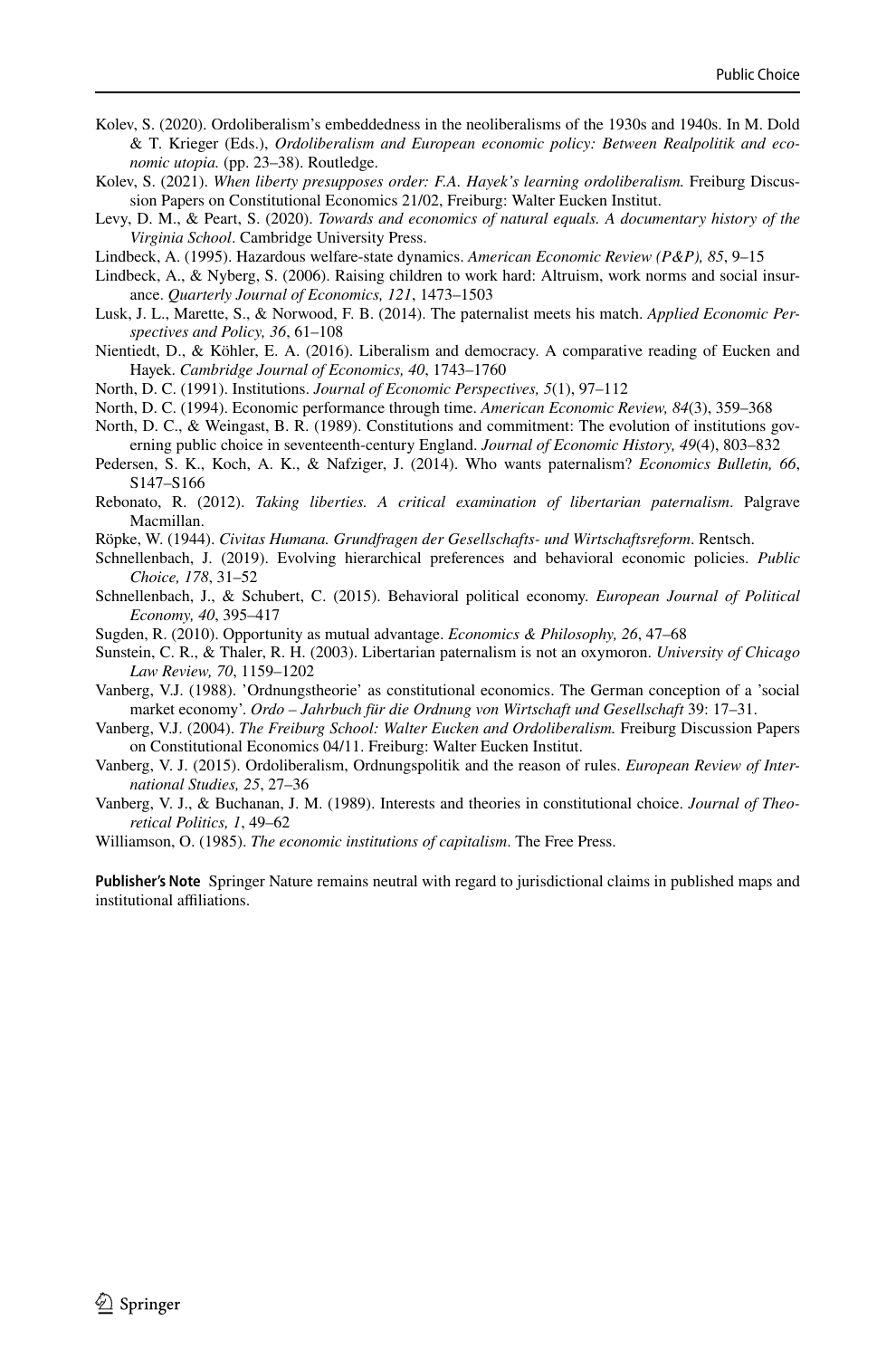Kolev, S. (2020). Ordoliberalism's embeddedness in the neoliberalisms of the 1930s and 1940s. In M. Dold & T. Krieger (Eds.), *Ordoliberalism and European economic policy: Between Realpolitik and economic utopia.* (pp. 23–38). Routledge.

Kolev, S. (2021). *When liberty presupposes order: F.A. Hayek's learning ordoliberalism.* Freiburg Discussion Papers on Constitutional Economics 21/02, Freiburg: Walter Eucken Institut.

Levy, D. M., & Peart, S. (2020). *Towards and economics of natural equals. A documentary history of the Virginia School*. Cambridge University Press.

Lindbeck, A. (1995). Hazardous welfare-state dynamics. *American Economic Review (P&P), 85*, 9–15

Lindbeck, A., & Nyberg, S. (2006). Raising children to work hard: Altruism, work norms and social insurance. *Quarterly Journal of Economics, 121*, 1473–1503

Lusk, J. L., Marette, S., & Norwood, F. B. (2014). The paternalist meets his match. *Applied Economic Perspectives and Policy, 36*, 61–108

Nientiedt, D., & Köhler, E. A. (2016). Liberalism and democracy. A comparative reading of Eucken and Hayek. *Cambridge Journal of Economics, 40*, 1743–1760

North, D. C. (1991). Institutions. *Journal of Economic Perspectives, 5*(1), 97–112

North, D. C. (1994). Economic performance through time. *American Economic Review, 84*(3), 359–368

North, D. C., & Weingast, B. R. (1989). Constitutions and commitment: The evolution of institutions governing public choice in seventeenth-century England. *Journal of Economic History, 49*(4), 803–832

Pedersen, S. K., Koch, A. K., & Nafziger, J. (2014). Who wants paternalism? *Economics Bulletin, 66*, S147–S166

Rebonato, R. (2012). *Taking liberties. A critical examination of libertarian paternalism*. Palgrave Macmillan.

Röpke, W. (1944). *Civitas Humana. Grundfragen der Gesellschafts- und Wirtschaftsreform*. Rentsch.

Schnellenbach, J. (2019). Evolving hierarchical preferences and behavioral economic policies. *Public Choice, 178*, 31–52

Schnellenbach, J., & Schubert, C. (2015). Behavioral political economy. *European Journal of Political Economy, 40*, 395–417

Sugden, R. (2010). Opportunity as mutual advantage. *Economics & Philosophy, 26*, 47–68

Sunstein, C. R., & Thaler, R. H. (2003). Libertarian paternalism is not an oxymoron. *University of Chicago Law Review, 70*, 1159–1202

Vanberg, V.J. (1988). 'Ordnungstheorie' as constitutional economics. The German conception of a 'social market economy'. *Ordo – Jahrbuch für die Ordnung von Wirtschaft und Gesellschaft* 39: 17–31.

Vanberg, V.J. (2004). *The Freiburg School: Walter Eucken and Ordoliberalism.* Freiburg Discussion Papers on Constitutional Economics 04/11. Freiburg: Walter Eucken Institut.

Vanberg, V. J. (2015). Ordoliberalism, Ordnungspolitik and the reason of rules. *European Review of International Studies, 25*, 27–36

Vanberg, V. J., & Buchanan, J. M. (1989). Interests and theories in constitutional choice. *Journal of Theoretical Politics, 1*, 49–62

Williamson, O. (1985). *The economic institutions of capitalism*. The Free Press.

**Publisher's Note** Springer Nature remains neutral with regard to jurisdictional claims in published maps and institutional affiliations.